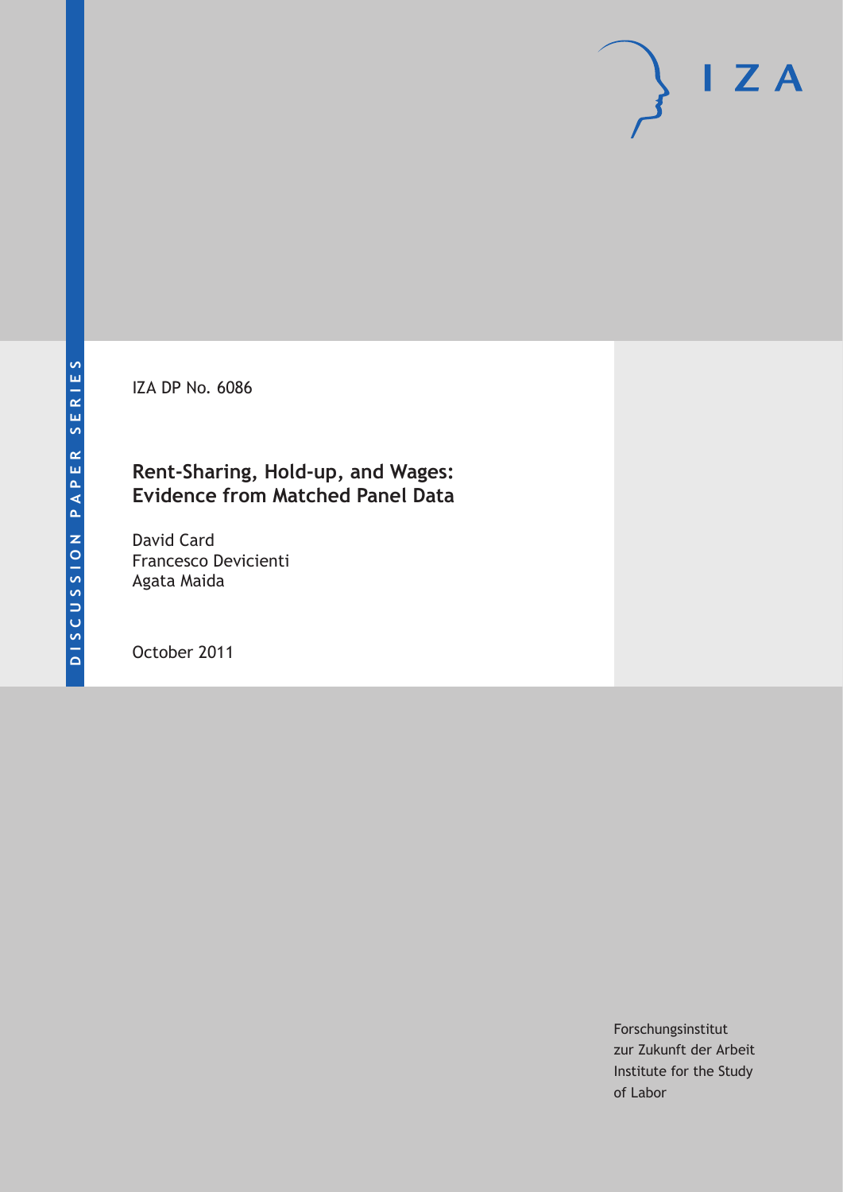DISCUSSION PAPER SERIES

IZA

IZA DP No. 6086

# Rent-Sharing, Hold-up, and Wages: Evidence from Matched Panel Data

David Card
Francesco Devicienti
Agata Maida

October 2011

Forschungsinstitut
zur Zukunft der Arbeit
Institute for the Study
of Labor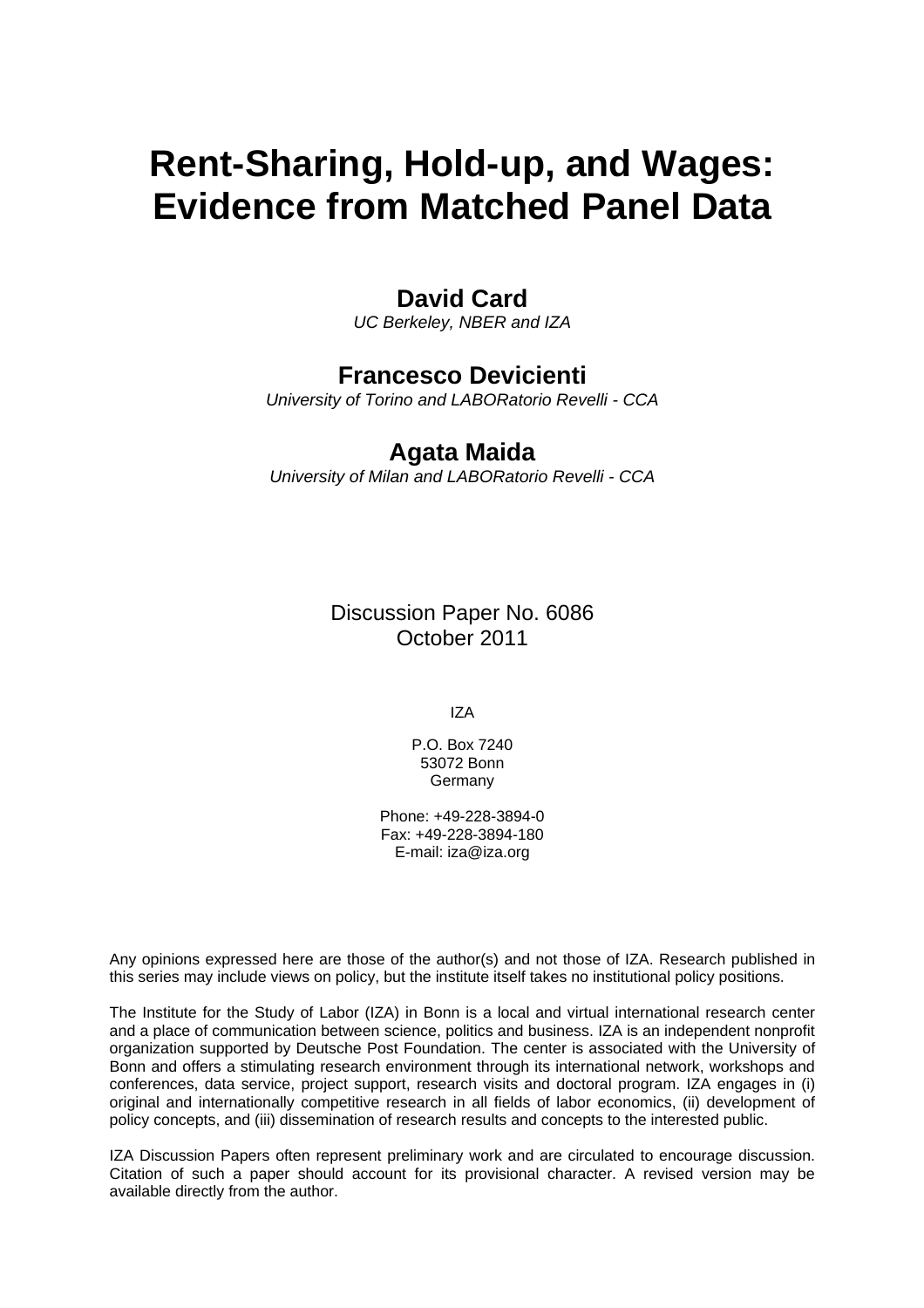# Rent-Sharing, Hold-up, and Wages: Evidence from Matched Panel Data

**David Card**
*UC Berkeley, NBER and IZA*

**Francesco Devicienti**
*University of Torino and LABORatorio Revelli - CCA*

**Agata Maida**
*University of Milan and LABORatorio Revelli - CCA*

Discussion Paper No. 6086
October 2011

IZA

P.O. Box 7240
53072 Bonn
Germany

Phone: +49-228-3894-0
Fax: +49-228-3894-180
E-mail: iza@iza.org

Any opinions expressed here are those of the author(s) and not those of IZA. Research published in this series may include views on policy, but the institute itself takes no institutional policy positions.

The Institute for the Study of Labor (IZA) in Bonn is a local and virtual international research center and a place of communication between science, politics and business. IZA is an independent nonprofit organization supported by Deutsche Post Foundation. The center is associated with the University of Bonn and offers a stimulating research environment through its international network, workshops and conferences, data service, project support, research visits and doctoral program. IZA engages in (i) original and internationally competitive research in all fields of labor economics, (ii) development of policy concepts, and (iii) dissemination of research results and concepts to the interested public.

IZA Discussion Papers often represent preliminary work and are circulated to encourage discussion. Citation of such a paper should account for its provisional character. A revised version may be available directly from the author.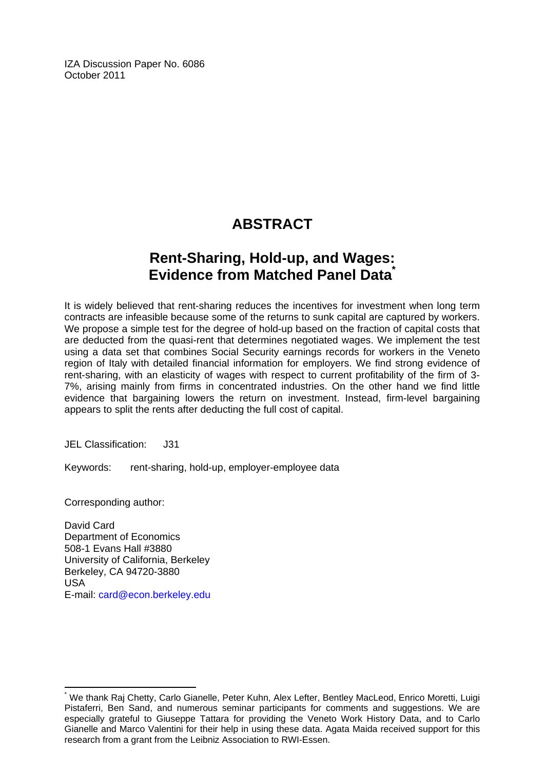IZA Discussion Paper No. 6086
October 2011

# ABSTRACT

## Rent-Sharing, Hold-up, and Wages: Evidence from Matched Panel Data[*]

It is widely believed that rent-sharing reduces the incentives for investment when long term contracts are infeasible because some of the returns to sunk capital are captured by workers. We propose a simple test for the degree of hold-up based on the fraction of capital costs that are deducted from the quasi-rent that determines negotiated wages. We implement the test using a data set that combines Social Security earnings records for workers in the Veneto region of Italy with detailed financial information for employers. We find strong evidence of rent-sharing, with an elasticity of wages with respect to current profitability of the firm of 3-7%, arising mainly from firms in concentrated industries. On the other hand we find little evidence that bargaining lowers the return on investment. Instead, firm-level bargaining appears to split the rents after deducting the full cost of capital.

JEL Classification: J31

Keywords: rent-sharing, hold-up, employer-employee data

Corresponding author:

David Card
Department of Economics
508-1 Evans Hall #3880
University of California, Berkeley
Berkeley, CA 94720-3880
USA
E-mail: card@econ.berkeley.edu

[*] We thank Raj Chetty, Carlo Gianelle, Peter Kuhn, Alex Lefter, Bentley MacLeod, Enrico Moretti, Luigi Pistaferri, Ben Sand, and numerous seminar participants for comments and suggestions. We are especially grateful to Giuseppe Tattara for providing the Veneto Work History Data, and to Carlo Gianelle and Marco Valentini for their help in using these data. Agata Maida received support for this research from a grant from the Leibniz Association to RWI-Essen.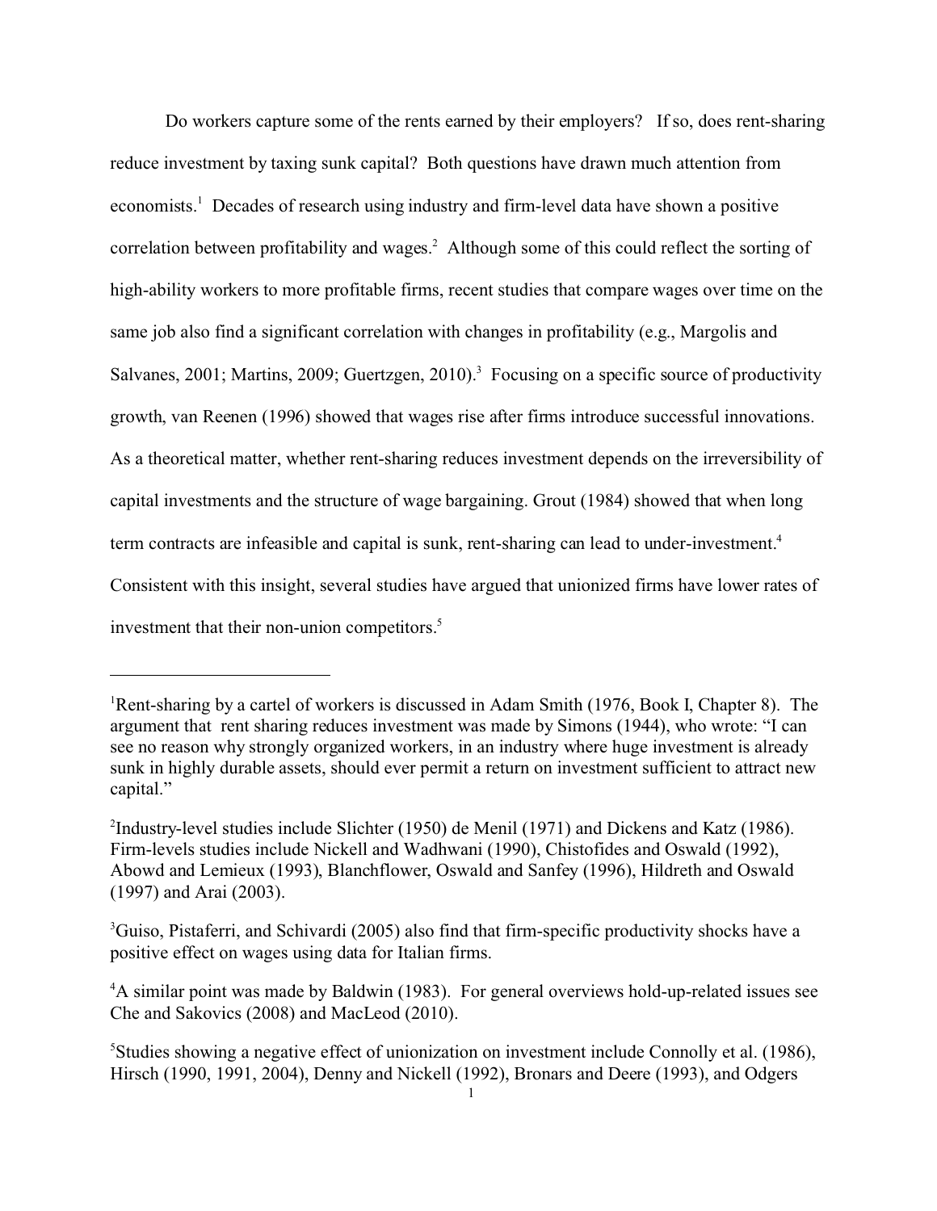Do workers capture some of the rents earned by their employers? If so, does rent-sharing reduce investment by taxing sunk capital? Both questions have drawn much attention from economists.[1] Decades of research using industry and firm-level data have shown a positive correlation between profitability and wages.[2] Although some of this could reflect the sorting of high-ability workers to more profitable firms, recent studies that compare wages over time on the same job also find a significant correlation with changes in profitability (e.g., Margolis and Salvanes, 2001; Martins, 2009; Guertzgen, 2010).[3] Focusing on a specific source of productivity growth, van Reenen (1996) showed that wages rise after firms introduce successful innovations. As a theoretical matter, whether rent-sharing reduces investment depends on the irreversibility of capital investments and the structure of wage bargaining. Grout (1984) showed that when long term contracts are infeasible and capital is sunk, rent-sharing can lead to under-investment.[4] Consistent with this insight, several studies have argued that unionized firms have lower rates of investment that their non-union competitors.[5]

---

[1]Rent-sharing by a cartel of workers is discussed in Adam Smith (1976, Book I, Chapter 8). The argument that rent sharing reduces investment was made by Simons (1944), who wrote: "I can see no reason why strongly organized workers, in an industry where huge investment is already sunk in highly durable assets, should ever permit a return on investment sufficient to attract new capital."

[2]Industry-level studies include Slichter (1950) de Menil (1971) and Dickens and Katz (1986). Firm-levels studies include Nickell and Wadhwani (1990), Chistofides and Oswald (1992), Abowd and Lemieux (1993), Blanchflower, Oswald and Sanfey (1996), Hildreth and Oswald (1997) and Arai (2003).

[3]Guiso, Pistaferri, and Schivardi (2005) also find that firm-specific productivity shocks have a positive effect on wages using data for Italian firms.

[4]A similar point was made by Baldwin (1983). For general overviews hold-up-related issues see Che and Sakovics (2008) and MacLeod (2010).

[5]Studies showing a negative effect of unionization on investment include Connolly et al. (1986), Hirsch (1990, 1991, 2004), Denny and Nickell (1992), Bronars and Deere (1993), and Odgers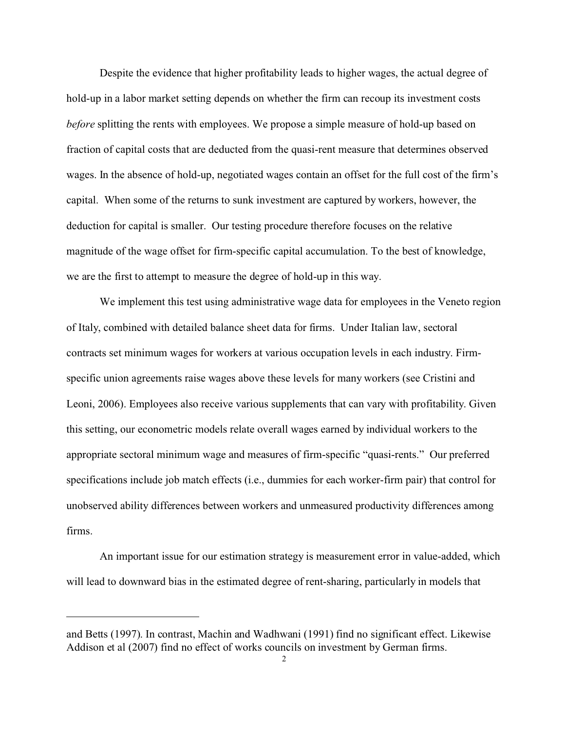Despite the evidence that higher profitability leads to higher wages, the actual degree of hold-up in a labor market setting depends on whether the firm can recoup its investment costs *before* splitting the rents with employees. We propose a simple measure of hold-up based on fraction of capital costs that are deducted from the quasi-rent measure that determines observed wages. In the absence of hold-up, negotiated wages contain an offset for the full cost of the firm's capital. When some of the returns to sunk investment are captured by workers, however, the deduction for capital is smaller. Our testing procedure therefore focuses on the relative magnitude of the wage offset for firm-specific capital accumulation. To the best of knowledge, we are the first to attempt to measure the degree of hold-up in this way.

We implement this test using administrative wage data for employees in the Veneto region of Italy, combined with detailed balance sheet data for firms. Under Italian law, sectoral contracts set minimum wages for workers at various occupation levels in each industry. Firm-specific union agreements raise wages above these levels for many workers (see Cristini and Leoni, 2006). Employees also receive various supplements that can vary with profitability. Given this setting, our econometric models relate overall wages earned by individual workers to the appropriate sectoral minimum wage and measures of firm-specific "quasi-rents." Our preferred specifications include job match effects (i.e., dummies for each worker-firm pair) that control for unobserved ability differences between workers and unmeasured productivity differences among firms.

An important issue for our estimation strategy is measurement error in value-added, which will lead to downward bias in the estimated degree of rent-sharing, particularly in models that

---

and Betts (1997). In contrast, Machin and Wadhwani (1991) find no significant effect. Likewise Addison et al (2007) find no effect of works councils on investment by German firms.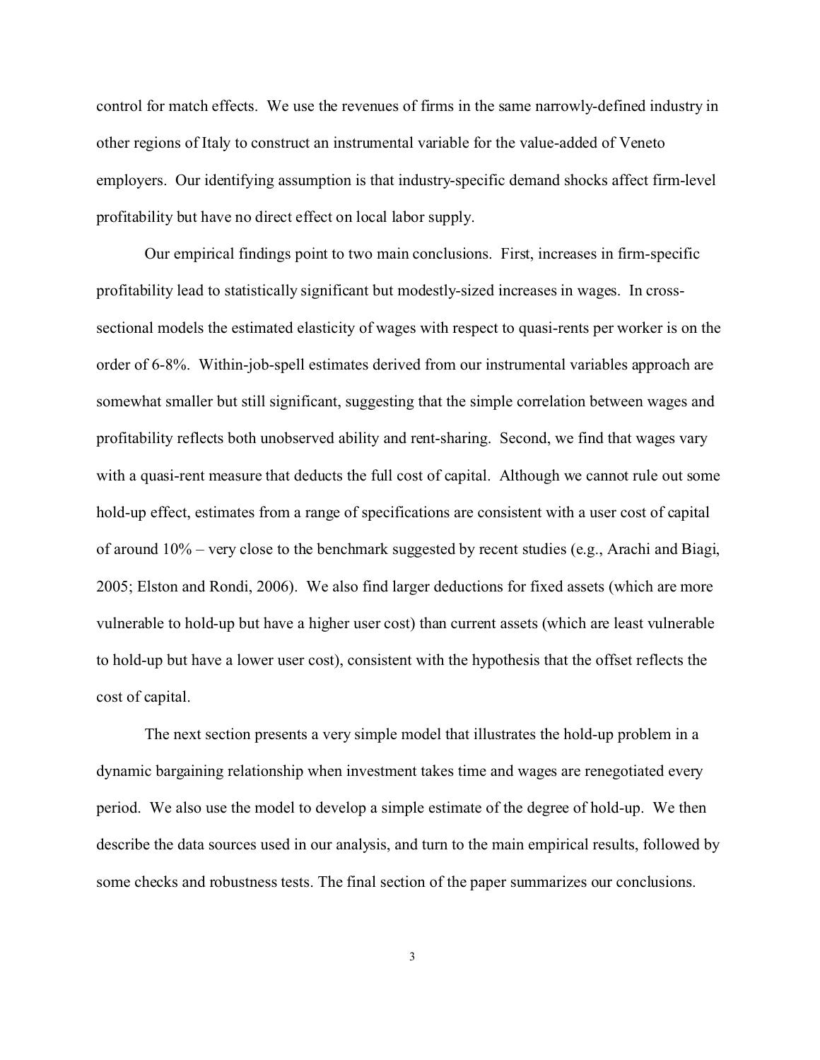control for match effects. We use the revenues of firms in the same narrowly-defined industry in other regions of Italy to construct an instrumental variable for the value-added of Veneto employers. Our identifying assumption is that industry-specific demand shocks affect firm-level profitability but have no direct effect on local labor supply.

Our empirical findings point to two main conclusions. First, increases in firm-specific profitability lead to statistically significant but modestly-sized increases in wages. In cross-sectional models the estimated elasticity of wages with respect to quasi-rents per worker is on the order of 6-8%. Within-job-spell estimates derived from our instrumental variables approach are somewhat smaller but still significant, suggesting that the simple correlation between wages and profitability reflects both unobserved ability and rent-sharing. Second, we find that wages vary with a quasi-rent measure that deducts the full cost of capital. Although we cannot rule out some hold-up effect, estimates from a range of specifications are consistent with a user cost of capital of around 10% – very close to the benchmark suggested by recent studies (e.g., Arachi and Biagi, 2005; Elston and Rondi, 2006). We also find larger deductions for fixed assets (which are more vulnerable to hold-up but have a higher user cost) than current assets (which are least vulnerable to hold-up but have a lower user cost), consistent with the hypothesis that the offset reflects the cost of capital.

The next section presents a very simple model that illustrates the hold-up problem in a dynamic bargaining relationship when investment takes time and wages are renegotiated every period. We also use the model to develop a simple estimate of the degree of hold-up. We then describe the data sources used in our analysis, and turn to the main empirical results, followed by some checks and robustness tests. The final section of the paper summarizes our conclusions.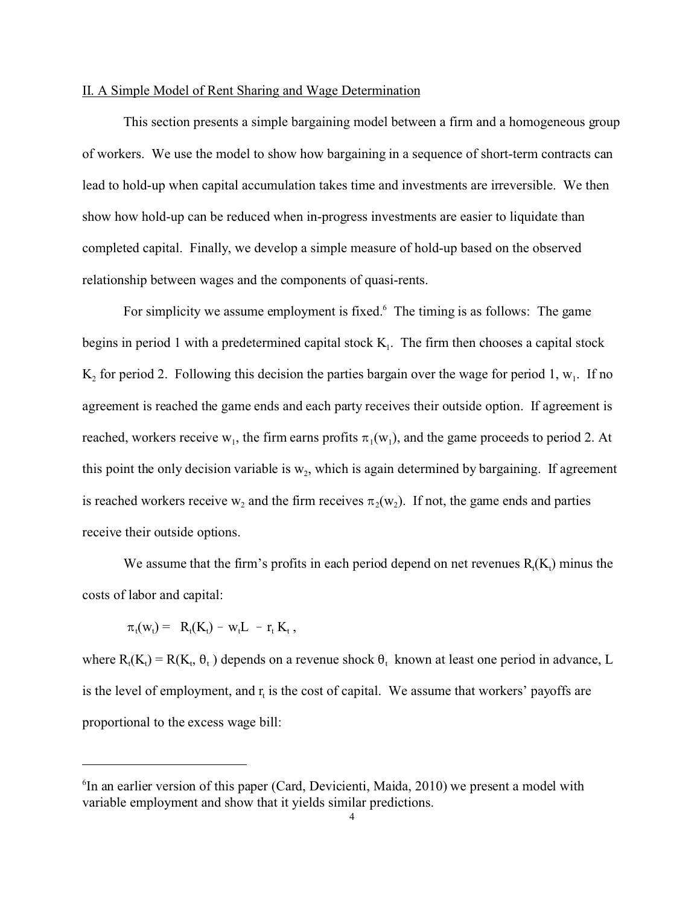## II. A Simple Model of Rent Sharing and Wage Determination

This section presents a simple bargaining model between a firm and a homogeneous group of workers. We use the model to show how bargaining in a sequence of short-term contracts can lead to hold-up when capital accumulation takes time and investments are irreversible. We then show how hold-up can be reduced when in-progress investments are easier to liquidate than completed capital. Finally, we develop a simple measure of hold-up based on the observed relationship between wages and the components of quasi-rents.

For simplicity we assume employment is fixed.[6] The timing is as follows: The game begins in period 1 with a predetermined capital stock $K_1$. The firm then chooses a capital stock $K_2$ for period 2. Following this decision the parties bargain over the wage for period 1, $w_1$. If no agreement is reached the game ends and each party receives their outside option. If agreement is reached, workers receive $w_1$, the firm earns profits $\pi_1(w_1)$, and the game proceeds to period 2. At this point the only decision variable is $w_2$, which is again determined by bargaining. If agreement is reached workers receive $w_2$ and the firm receives $\pi_2(w_2)$. If not, the game ends and parties receive their outside options.

We assume that the firm's profits in each period depend on net revenues $R_t(K_t)$ minus the costs of labor and capital:

$$\pi_t(w_t) = R_t(K_t) - w_t L - r_t K_t ,$$

where $R_t(K_t) = R(K_t, \theta_t)$ depends on a revenue shock $\theta_t$ known at least one period in advance, L is the level of employment, and $r_t$ is the cost of capital. We assume that workers' payoffs are proportional to the excess wage bill:

[6]In an earlier version of this paper (Card, Devicienti, Maida, 2010) we present a model with variable employment and show that it yields similar predictions.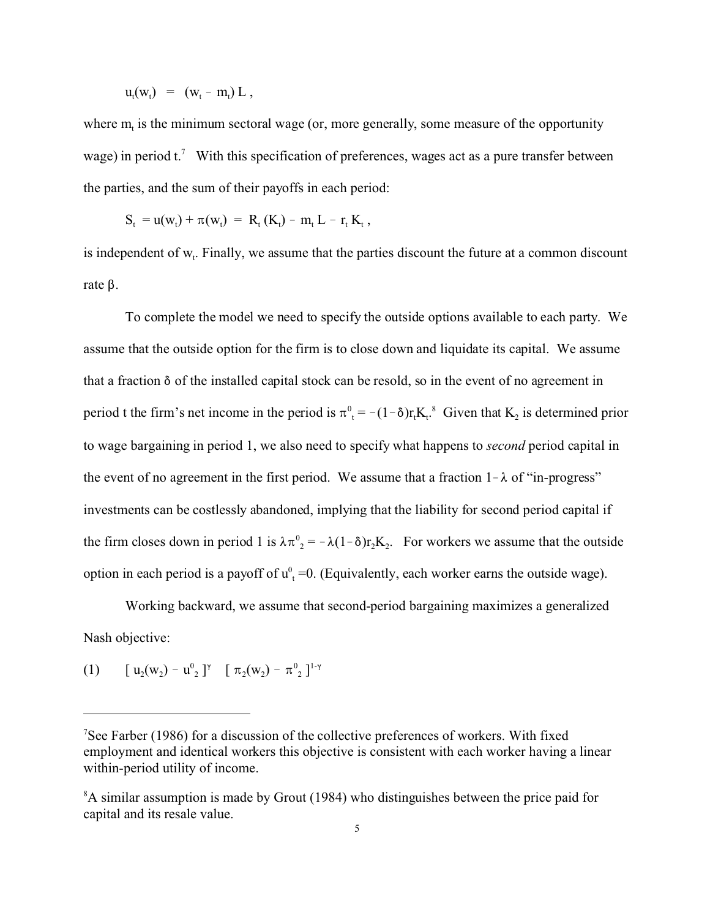$$u_t(w_t) \;=\; (w_t - m_t)\,L\,,$$

where $m_t$ is the minimum sectoral wage (or, more generally, some measure of the opportunity wage) in period t.[7] With this specification of preferences, wages act as a pure transfer between the parties, and the sum of their payoffs in each period:

$$S_t \;= u(w_t) + \pi(w_t) \;=\; R_t\,(K_t) - m_t\,L - r_t\,K_t\,,$$

is independent of $w_t$. Finally, we assume that the parties discount the future at a common discount rate $\beta$.

To complete the model we need to specify the outside options available to each party. We assume that the outside option for the firm is to close down and liquidate its capital. We assume that a fraction $\delta$ of the installed capital stock can be resold, so in the event of no agreement in period t the firm's net income in the period is $\pi^0_t = -(1-\delta)r_t K_t$.[8] Given that $K_2$ is determined prior to wage bargaining in period 1, we also need to specify what happens to *second* period capital in the event of no agreement in the first period. We assume that a fraction $1-\lambda$ of "in-progress" investments can be costlessly abandoned, implying that the liability for second period capital if the firm closes down in period 1 is $\lambda\pi^0_2 = -\lambda(1-\delta)r_2 K_2$. For workers we assume that the outside option in each period is a payoff of $u^0_t = 0$. (Equivalently, each worker earns the outside wage).

Working backward, we assume that second-period bargaining maximizes a generalized Nash objective:

$$(1) \qquad [\, u_2(w_2) - u^0_2 \,]^{\gamma} \quad [\, \pi_2(w_2) - \pi^0_2 \,]^{1-\gamma}$$

---

[7] See Farber (1986) for a discussion of the collective preferences of workers. With fixed employment and identical workers this objective is consistent with each worker having a linear within-period utility of income.

[8] A similar assumption is made by Grout (1984) who distinguishes between the price paid for capital and its resale value.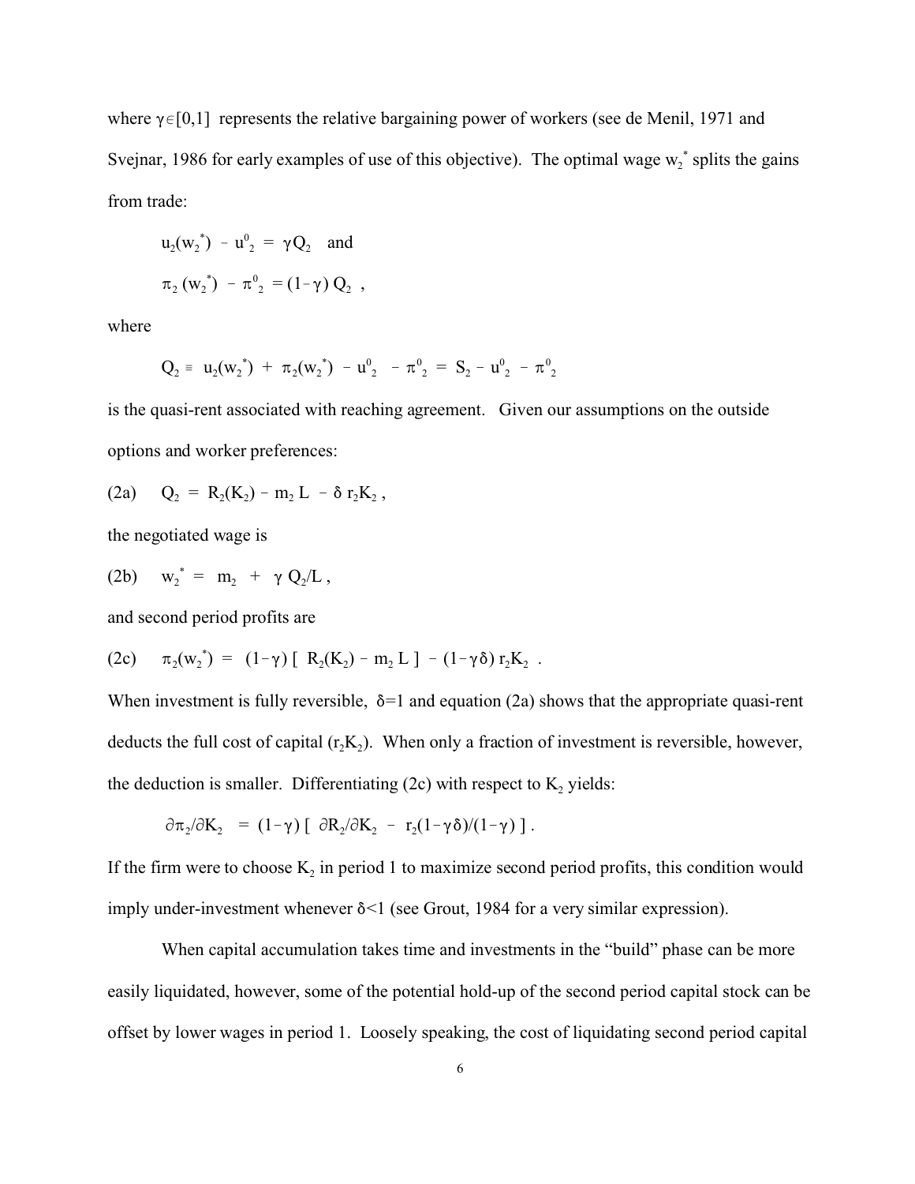where $\gamma \in [0,1]$ represents the relative bargaining power of workers (see de Menil, 1971 and Svejnar, 1986 for early examples of use of this objective). The optimal wage $w_2^*$ splits the gains from trade:

$$u_2(w_2^*) - u_2^0 = \gamma Q_2 \quad \text{and}$$

$$\pi_2(w_2^*) - \pi_2^0 = (1-\gamma) Q_2 \ ,$$

where

$$Q_2 \equiv u_2(w_2^*) + \pi_2(w_2^*) - u_2^0 - \pi_2^0 = S_2 - u_2^0 - \pi_2^0$$

is the quasi-rent associated with reaching agreement. Given our assumptions on the outside options and worker preferences:

$$\text{(2a)} \qquad Q_2 = R_2(K_2) - m_2 L - \delta r_2 K_2 \ ,$$

the negotiated wage is

$$\text{(2b)} \qquad w_2^* = m_2 + \gamma Q_2/L \ ,$$

and second period profits are

$$\text{(2c)} \qquad \pi_2(w_2^*) = (1-\gamma)[R_2(K_2) - m_2 L] - (1-\gamma\delta) r_2 K_2 \ .$$

When investment is fully reversible, $\delta$=1 and equation (2a) shows that the appropriate quasi-rent deducts the full cost of capital ($r_2K_2$). When only a fraction of investment is reversible, however, the deduction is smaller. Differentiating (2c) with respect to $K_2$ yields:

$$\partial\pi_2/\partial K_2 = (1-\gamma)[\partial R_2/\partial K_2 - r_2(1-\gamma\delta)/(1-\gamma)] \ .$$

If the firm were to choose $K_2$ in period 1 to maximize second period profits, this condition would imply under-investment whenever $\delta$<1 (see Grout, 1984 for a very similar expression).

When capital accumulation takes time and investments in the "build" phase can be more easily liquidated, however, some of the potential hold-up of the second period capital stock can be offset by lower wages in period 1. Loosely speaking, the cost of liquidating second period capital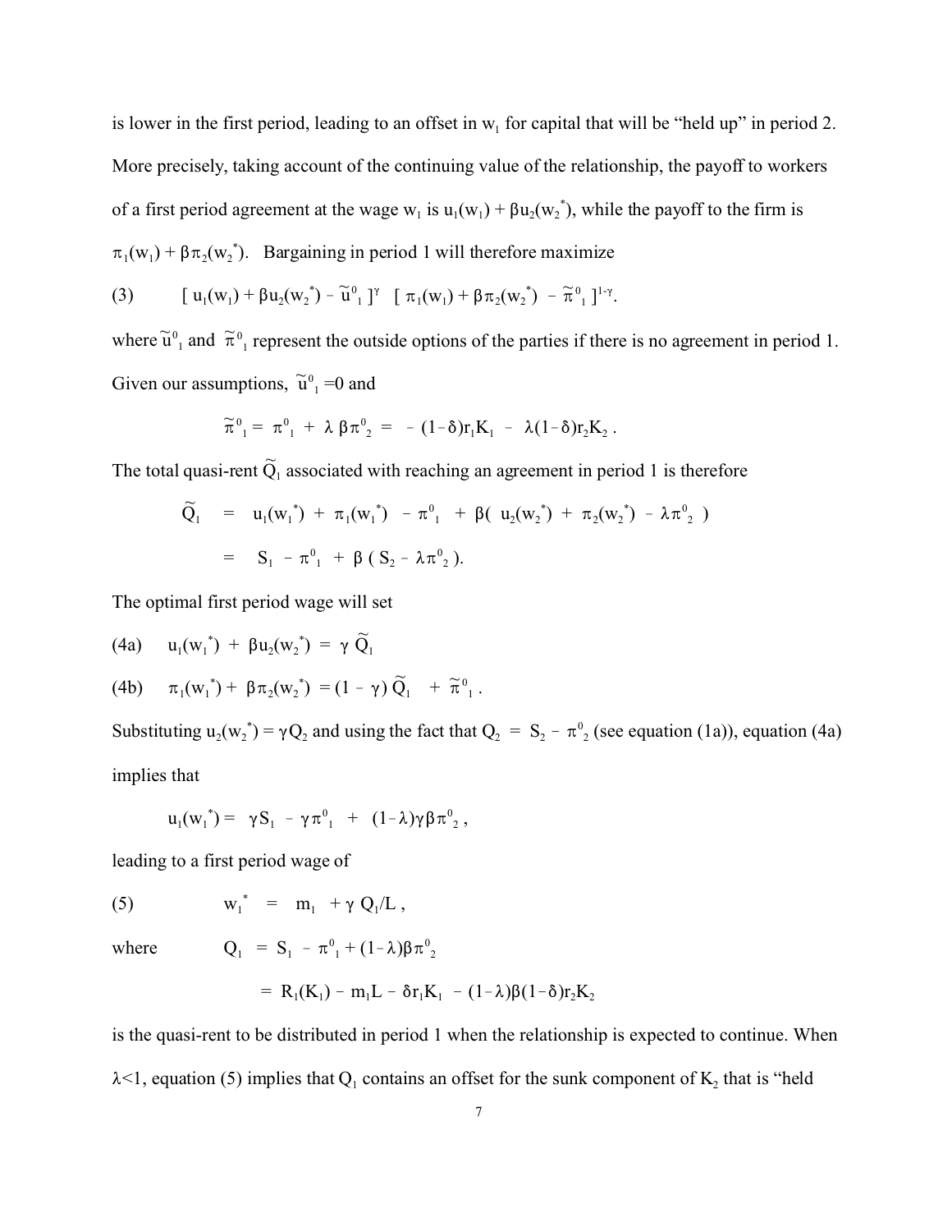is lower in the first period, leading to an offset in $w_1$ for capital that will be "held up" in period 2. More precisely, taking account of the continuing value of the relationship, the payoff to workers of a first period agreement at the wage $w_1$ is $u_1(w_1) + \beta u_2(w_2^*)$, while the payoff to the firm is $\pi_1(w_1) + \beta\pi_2(w_2^*)$. Bargaining in period 1 will therefore maximize

$$\text{(3)} \qquad [\, u_1(w_1) + \beta u_2(w_2^*) - \tilde{u}^0_1 \,]^{\gamma} \;\; [\, \pi_1(w_1) + \beta\pi_2(w_2^*) \; - \tilde{\pi}^0_1 \,]^{1-\gamma}.$$

where $\tilde{u}^0_1$ and $\tilde{\pi}^0_1$ represent the outside options of the parties if there is no agreement in period 1. Given our assumptions, $\tilde{u}^0_1 = 0$ and

$$\tilde{\pi}^0_1 = \pi^0_1 \; + \; \lambda\,\beta\pi^0_2 \; = \; -(1-\delta)r_1K_1 \; - \; \lambda(1-\delta)r_2K_2 \, .$$

The total quasi-rent $\tilde{Q}_1$ associated with reaching an agreement in period 1 is therefore

$$\begin{aligned}
\tilde{Q}_1 \;\; &= \;\; u_1(w_1^*) \; + \; \pi_1(w_1^*) \;\; - \pi^0_1 \;\; + \; \beta(\; u_2(w_2^*) \; + \; \pi_2(w_2^*) \; - \lambda\pi^0_2 \;) \\
&= \;\; S_1 \; - \pi^0_1 \; + \; \beta \,(\, S_2 - \lambda\pi^0_2 \,).
\end{aligned}$$

The optimal first period wage will set

$$\text{(4a)} \quad u_1(w_1^*) \; + \; \beta u_2(w_2^*) \; = \; \gamma\, \tilde{Q}_1$$

$$\text{(4b)} \quad \pi_1(w_1^*) + \; \beta\pi_2(w_2^*) \; = (1 - \gamma)\, \tilde{Q}_1 \;\; + \tilde{\pi}^0_1 \, .$$

Substituting $u_2(w_2^*) = \gamma Q_2$ and using the fact that $Q_2 \; = \; S_2 - \pi^0_2$ (see equation (1a)), equation (4a) implies that

$$u_1(w_1^*) = \;\; \gamma S_1 \;\; - \gamma\pi^0_1 \;\; + \;\; (1-\lambda)\gamma\beta\pi^0_2 \, ,$$

leading to a first period wage of

$$\text{(5)} \qquad w_1^* \;\; = \;\; m_1 \;\; + \gamma\, Q_1/L \, ,$$

where

$$\begin{aligned}
Q_1 \;\; &= \; S_1 \;\; - \; \pi^0_1 + (1-\lambda)\beta\pi^0_2 \\
&= \; R_1(K_1) - m_1L - \delta r_1K_1 \; - (1-\lambda)\beta(1-\delta)r_2K_2
\end{aligned}$$

is the quasi-rent to be distributed in period 1 when the relationship is expected to continue. When $\lambda<1$, equation (5) implies that $Q_1$ contains an offset for the sunk component of $K_2$ that is "held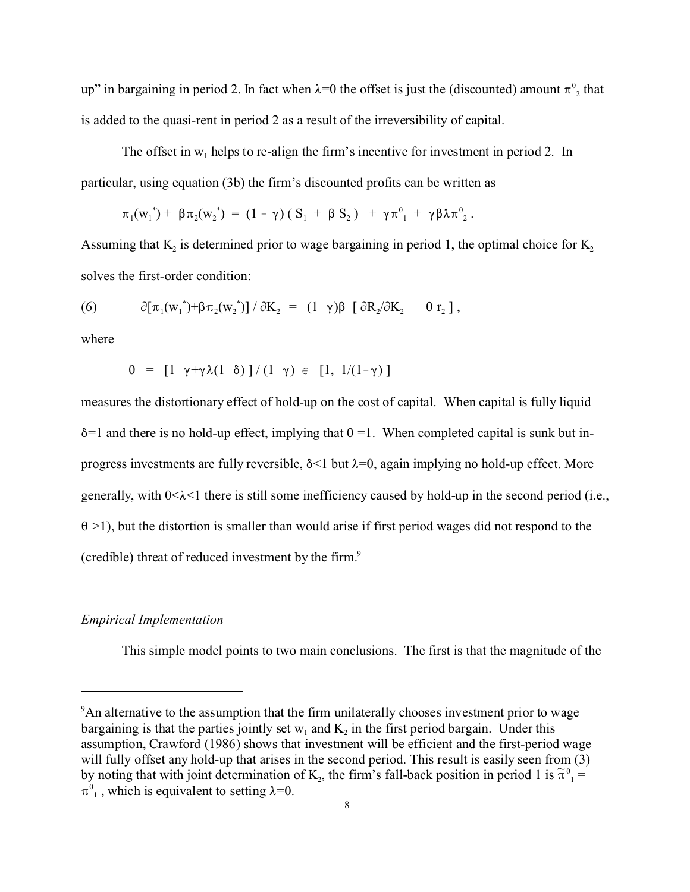up" in bargaining in period 2. In fact when $\lambda=0$ the offset is just the (discounted) amount $\pi^0_2$ that is added to the quasi-rent in period 2 as a result of the irreversibility of capital.

The offset in $w_1$ helps to re-align the firm's incentive for investment in period 2. In particular, using equation (3b) the firm's discounted profits can be written as

$$\pi_1(w_1^*) + \beta\pi_2(w_2^*) = (1-\gamma)(S_1 + \beta S_2) + \gamma\pi^0_1 + \gamma\beta\lambda\pi^0_2 .$$

Assuming that $K_2$ is determined prior to wage bargaining in period 1, the optimal choice for $K_2$ solves the first-order condition:

$$\partial[\pi_1(w_1^*)+\beta\pi_2(w_2^*)] / \partial K_2 = (1-\gamma)\beta \, [\, \partial R_2/\partial K_2 - \theta\, r_2 \,] , \tag{6}$$

where

$$\theta = [1-\gamma+\gamma\lambda(1-\delta)] / (1-\gamma) \in [1, \ 1/(1-\gamma)]$$

measures the distortionary effect of hold-up on the cost of capital. When capital is fully liquid $\delta=1$ and there is no hold-up effect, implying that $\theta=1$. When completed capital is sunk but in-progress investments are fully reversible, $\delta<1$ but $\lambda=0$, again implying no hold-up effect. More generally, with $0<\lambda<1$ there is still some inefficiency caused by hold-up in the second period (i.e., $\theta>1$), but the distortion is smaller than would arise if first period wages did not respond to the (credible) threat of reduced investment by the firm.[9]

*Empirical Implementation*

This simple model points to two main conclusions. The first is that the magnitude of the

---

[9]An alternative to the assumption that the firm unilaterally chooses investment prior to wage bargaining is that the parties jointly set $w_1$ and $K_2$ in the first period bargain. Under this assumption, Crawford (1986) shows that investment will be efficient and the first-period wage will fully offset any hold-up that arises in the second period. This result is easily seen from (3) by noting that with joint determination of $K_2$, the firm's fall-back position in period 1 is $\tilde{\pi}^0_1 = \pi^0_1$, which is equivalent to setting $\lambda=0$.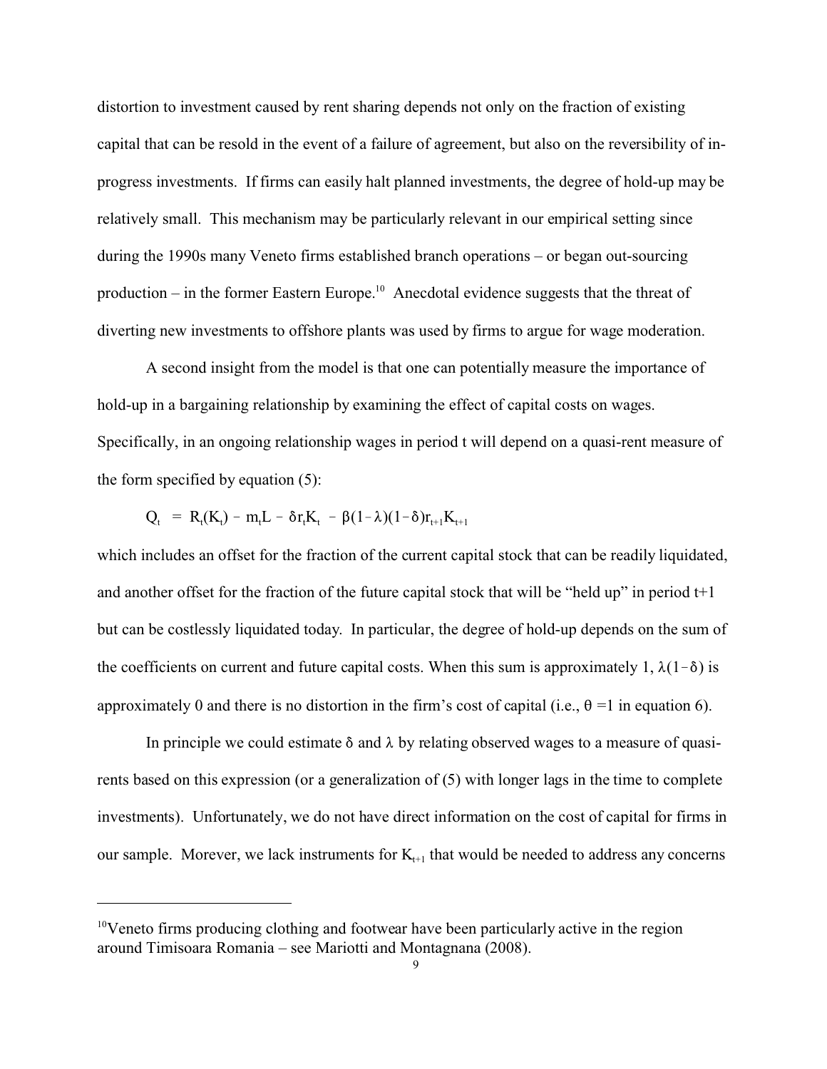distortion to investment caused by rent sharing depends not only on the fraction of existing capital that can be resold in the event of a failure of agreement, but also on the reversibility of in-progress investments. If firms can easily halt planned investments, the degree of hold-up may be relatively small. This mechanism may be particularly relevant in our empirical setting since during the 1990s many Veneto firms established branch operations – or began out-sourcing production – in the former Eastern Europe.[10] Anecdotal evidence suggests that the threat of diverting new investments to offshore plants was used by firms to argue for wage moderation.

A second insight from the model is that one can potentially measure the importance of hold-up in a bargaining relationship by examining the effect of capital costs on wages. Specifically, in an ongoing relationship wages in period t will depend on a quasi-rent measure of the form specified by equation (5):

$$Q_t = R_t(K_t) - m_t L - \delta r_t K_t - \beta(1-\lambda)(1-\delta)r_{t+1}K_{t+1}$$

which includes an offset for the fraction of the current capital stock that can be readily liquidated, and another offset for the fraction of the future capital stock that will be "held up" in period t+1 but can be costlessly liquidated today. In particular, the degree of hold-up depends on the sum of the coefficients on current and future capital costs. When this sum is approximately 1, $\lambda(1-\delta)$ is approximately 0 and there is no distortion in the firm's cost of capital (i.e., $\theta = 1$ in equation 6).

In principle we could estimate $\delta$ and $\lambda$ by relating observed wages to a measure of quasi-rents based on this expression (or a generalization of (5) with longer lags in the time to complete investments). Unfortunately, we do not have direct information on the cost of capital for firms in our sample. Morever, we lack instruments for $K_{t+1}$ that would be needed to address any concerns

[10]Veneto firms producing clothing and footwear have been particularly active in the region around Timisoara Romania – see Mariotti and Montagnana (2008).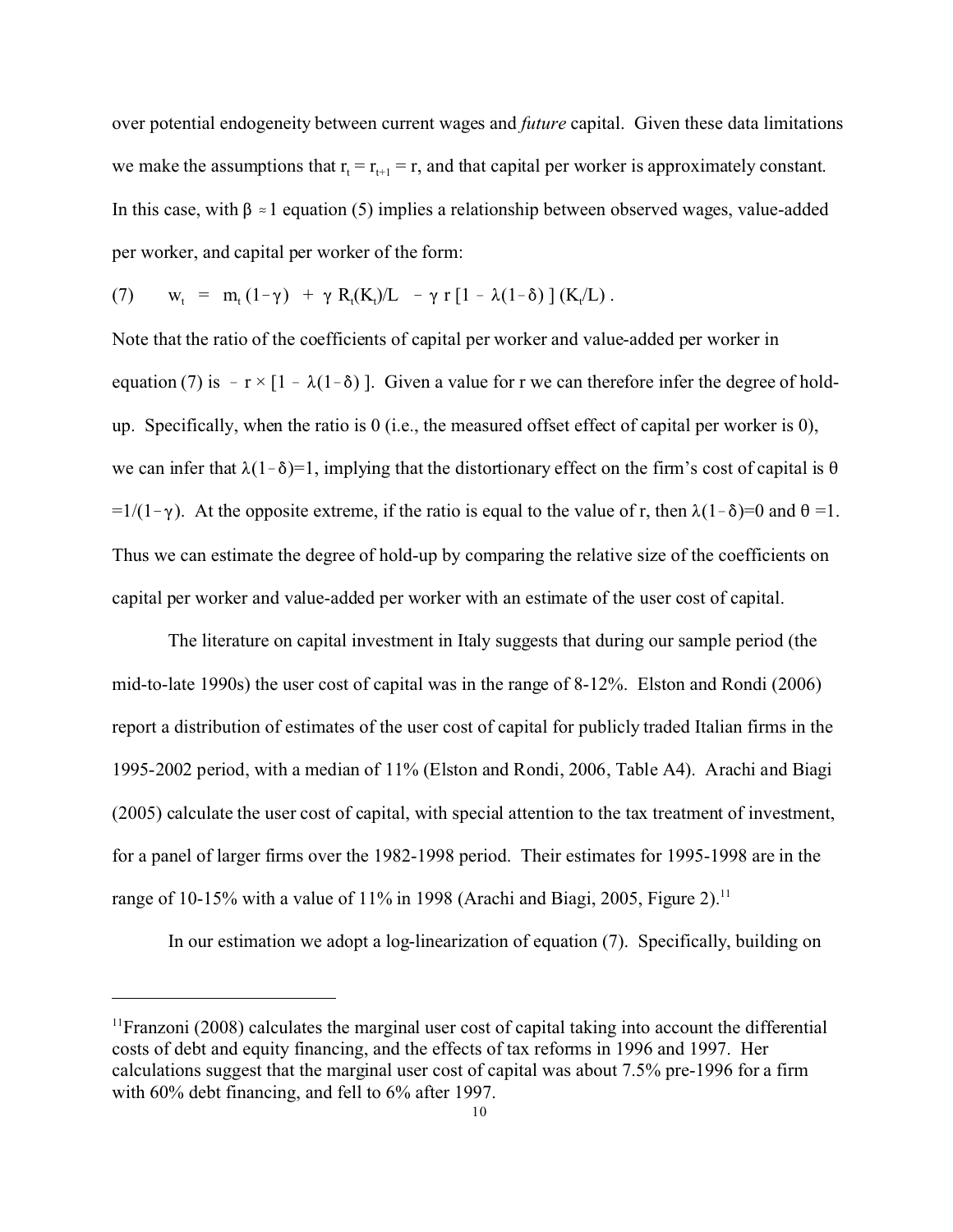over potential endogeneity between current wages and *future* capital. Given these data limitations we make the assumptions that $r_t = r_{t+1} = r$, and that capital per worker is approximately constant. In this case, with $\beta \approx 1$ equation (5) implies a relationship between observed wages, value-added per worker, and capital per worker of the form:

$$(7) \qquad w_t \;=\; m_t\,(1-\gamma) \;+\; \gamma\, R_t(K_t)/L \;-\; \gamma\, r\,[1 - \lambda(1-\delta)\,]\,(K_t/L)\,.$$

Note that the ratio of the coefficients of capital per worker and value-added per worker in equation (7) is $-\, r \times [1 - \lambda(1-\delta)\,]$. Given a value for r we can therefore infer the degree of hold-up. Specifically, when the ratio is 0 (i.e., the measured offset effect of capital per worker is 0), we can infer that $\lambda(1-\delta)=1$, implying that the distortionary effect on the firm's cost of capital is $\theta = 1/(1-\gamma)$. At the opposite extreme, if the ratio is equal to the value of r, then $\lambda(1-\delta)=0$ and $\theta = 1$. Thus we can estimate the degree of hold-up by comparing the relative size of the coefficients on capital per worker and value-added per worker with an estimate of the user cost of capital.

The literature on capital investment in Italy suggests that during our sample period (the mid-to-late 1990s) the user cost of capital was in the range of 8-12%. Elston and Rondi (2006) report a distribution of estimates of the user cost of capital for publicly traded Italian firms in the 1995-2002 period, with a median of 11% (Elston and Rondi, 2006, Table A4). Arachi and Biagi (2005) calculate the user cost of capital, with special attention to the tax treatment of investment, for a panel of larger firms over the 1982-1998 period. Their estimates for 1995-1998 are in the range of 10-15% with a value of 11% in 1998 (Arachi and Biagi, 2005, Figure 2).[11]

In our estimation we adopt a log-linearization of equation (7). Specifically, building on

[11] Franzoni (2008) calculates the marginal user cost of capital taking into account the differential costs of debt and equity financing, and the effects of tax reforms in 1996 and 1997. Her calculations suggest that the marginal user cost of capital was about 7.5% pre-1996 for a firm with 60% debt financing, and fell to 6% after 1997.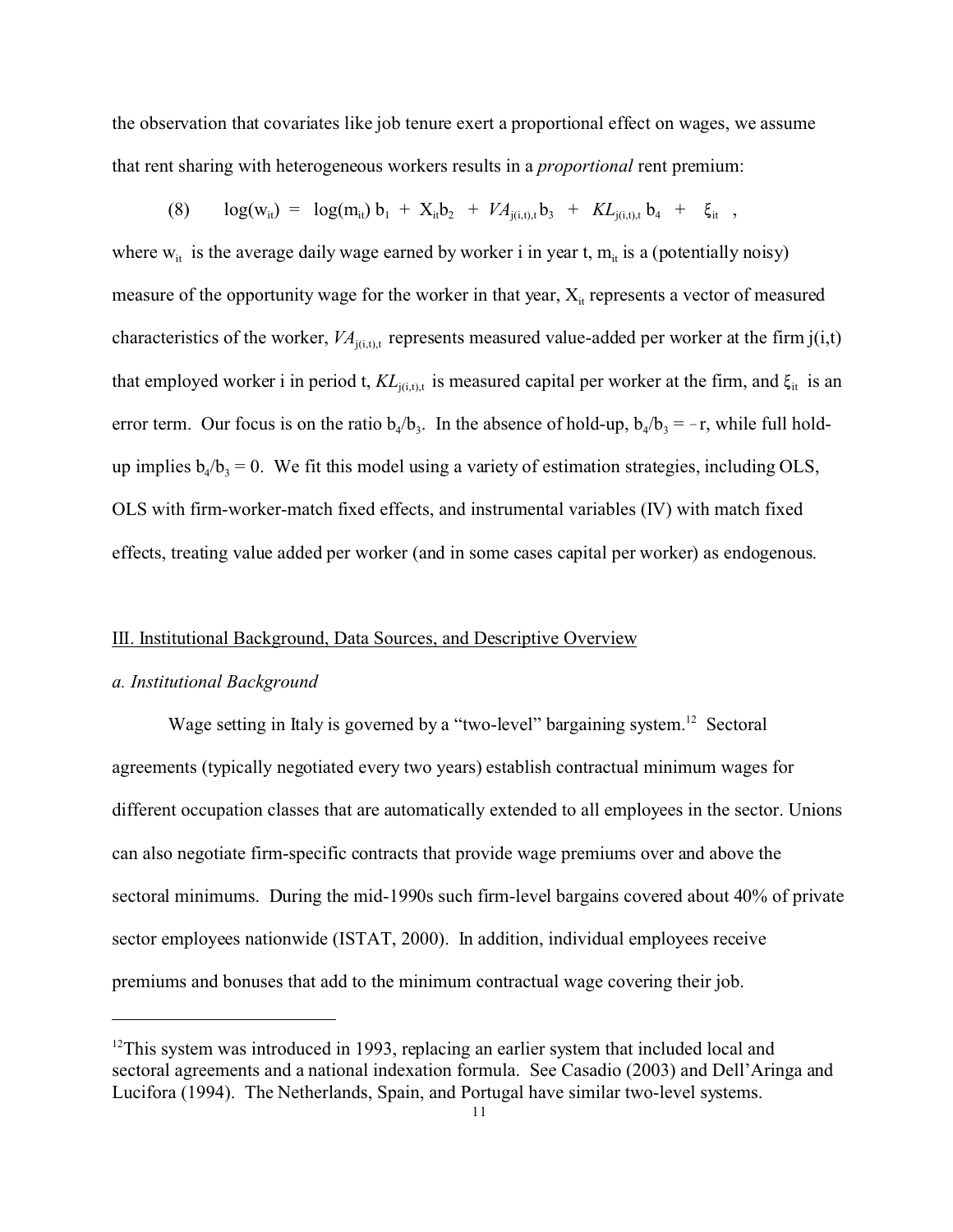the observation that covariates like job tenure exert a proportional effect on wages, we assume that rent sharing with heterogeneous workers results in a *proportional* rent premium:

$$(8) \qquad \log(w_{it}) = \log(m_{it})\, b_1 + X_{it} b_2 + VA_{j(i,t),t}\, b_3 + KL_{j(i,t),t}\, b_4 + \xi_{it} \;,$$

where $w_{it}$ is the average daily wage earned by worker i in year t, $m_{it}$ is a (potentially noisy) measure of the opportunity wage for the worker in that year, $X_{it}$ represents a vector of measured characteristics of the worker, $VA_{j(i,t),t}$ represents measured value-added per worker at the firm j(i,t) that employed worker i in period t, $KL_{j(i,t),t}$ is measured capital per worker at the firm, and $\xi_{it}$ is an error term. Our focus is on the ratio $b_4/b_3$. In the absence of hold-up, $b_4/b_3 = -r$, while full hold-up implies $b_4/b_3 = 0$. We fit this model using a variety of estimation strategies, including OLS, OLS with firm-worker-match fixed effects, and instrumental variables (IV) with match fixed effects, treating value added per worker (and in some cases capital per worker) as endogenous.

## III. Institutional Background, Data Sources, and Descriptive Overview

### *a. Institutional Background*

Wage setting in Italy is governed by a "two-level" bargaining system.[12] Sectoral agreements (typically negotiated every two years) establish contractual minimum wages for different occupation classes that are automatically extended to all employees in the sector. Unions can also negotiate firm-specific contracts that provide wage premiums over and above the sectoral minimums. During the mid-1990s such firm-level bargains covered about 40% of private sector employees nationwide (ISTAT, 2000). In addition, individual employees receive premiums and bonuses that add to the minimum contractual wage covering their job.

---

[12]This system was introduced in 1993, replacing an earlier system that included local and sectoral agreements and a national indexation formula. See Casadio (2003) and Dell'Aringa and Lucifora (1994). The Netherlands, Spain, and Portugal have similar two-level systems.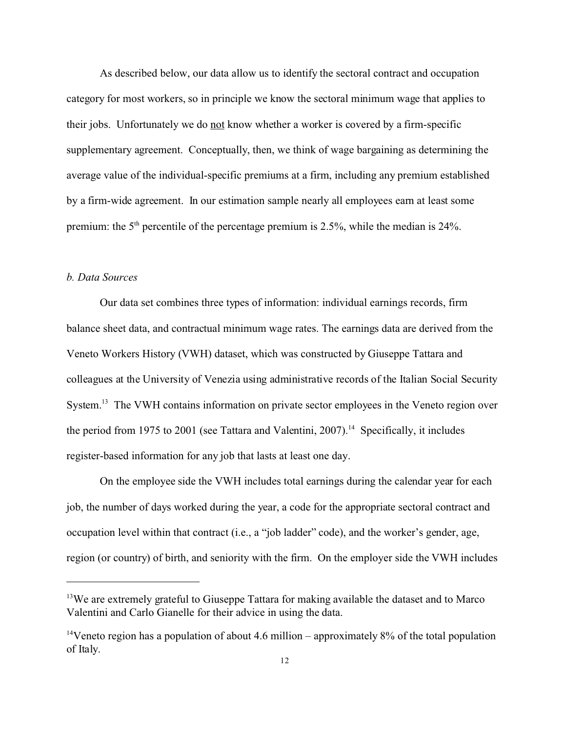As described below, our data allow us to identify the sectoral contract and occupation category for most workers, so in principle we know the sectoral minimum wage that applies to their jobs. Unfortunately we do not know whether a worker is covered by a firm-specific supplementary agreement. Conceptually, then, we think of wage bargaining as determining the average value of the individual-specific premiums at a firm, including any premium established by a firm-wide agreement. In our estimation sample nearly all employees earn at least some premium: the 5$^{th}$ percentile of the percentage premium is 2.5%, while the median is 24%.

*b. Data Sources*

Our data set combines three types of information: individual earnings records, firm balance sheet data, and contractual minimum wage rates. The earnings data are derived from the Veneto Workers History (VWH) dataset, which was constructed by Giuseppe Tattara and colleagues at the University of Venezia using administrative records of the Italian Social Security System.[13] The VWH contains information on private sector employees in the Veneto region over the period from 1975 to 2001 (see Tattara and Valentini, 2007).[14] Specifically, it includes register-based information for any job that lasts at least one day.

On the employee side the VWH includes total earnings during the calendar year for each job, the number of days worked during the year, a code for the appropriate sectoral contract and occupation level within that contract (i.e., a "job ladder" code), and the worker's gender, age, region (or country) of birth, and seniority with the firm. On the employer side the VWH includes

---

[13] We are extremely grateful to Giuseppe Tattara for making available the dataset and to Marco Valentini and Carlo Gianelle for their advice in using the data.

[14] Veneto region has a population of about 4.6 million – approximately 8% of the total population of Italy.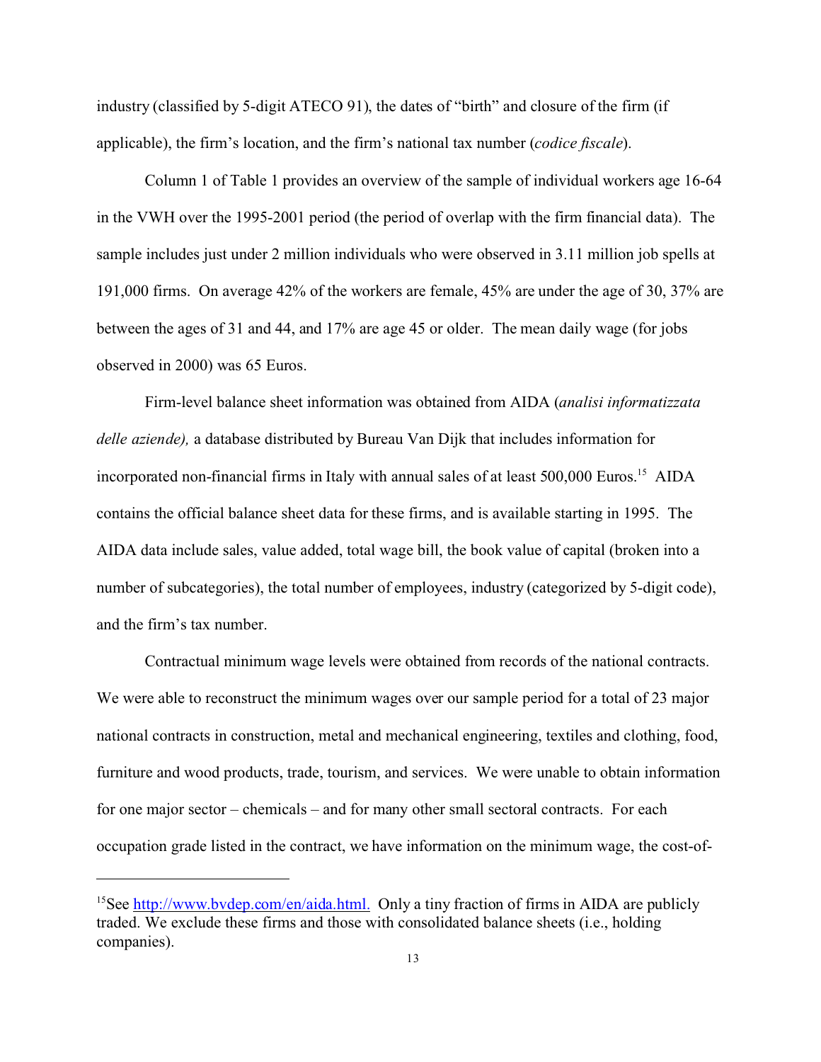industry (classified by 5-digit ATECO 91), the dates of "birth" and closure of the firm (if applicable), the firm's location, and the firm's national tax number (*codice fiscale*).

Column 1 of Table 1 provides an overview of the sample of individual workers age 16-64 in the VWH over the 1995-2001 period (the period of overlap with the firm financial data). The sample includes just under 2 million individuals who were observed in 3.11 million job spells at 191,000 firms. On average 42% of the workers are female, 45% are under the age of 30, 37% are between the ages of 31 and 44, and 17% are age 45 or older. The mean daily wage (for jobs observed in 2000) was 65 Euros.

Firm-level balance sheet information was obtained from AIDA (*analisi informatizzata delle aziende),* a database distributed by Bureau Van Dijk that includes information for incorporated non-financial firms in Italy with annual sales of at least 500,000 Euros.[15] AIDA contains the official balance sheet data for these firms, and is available starting in 1995. The AIDA data include sales, value added, total wage bill, the book value of capital (broken into a number of subcategories), the total number of employees, industry (categorized by 5-digit code), and the firm's tax number.

Contractual minimum wage levels were obtained from records of the national contracts. We were able to reconstruct the minimum wages over our sample period for a total of 23 major national contracts in construction, metal and mechanical engineering, textiles and clothing, food, furniture and wood products, trade, tourism, and services. We were unable to obtain information for one major sector – chemicals – and for many other small sectoral contracts. For each occupation grade listed in the contract, we have information on the minimum wage, the cost-of-

---

[15]See http://www.bvdep.com/en/aida.html. Only a tiny fraction of firms in AIDA are publicly traded. We exclude these firms and those with consolidated balance sheets (i.e., holding companies).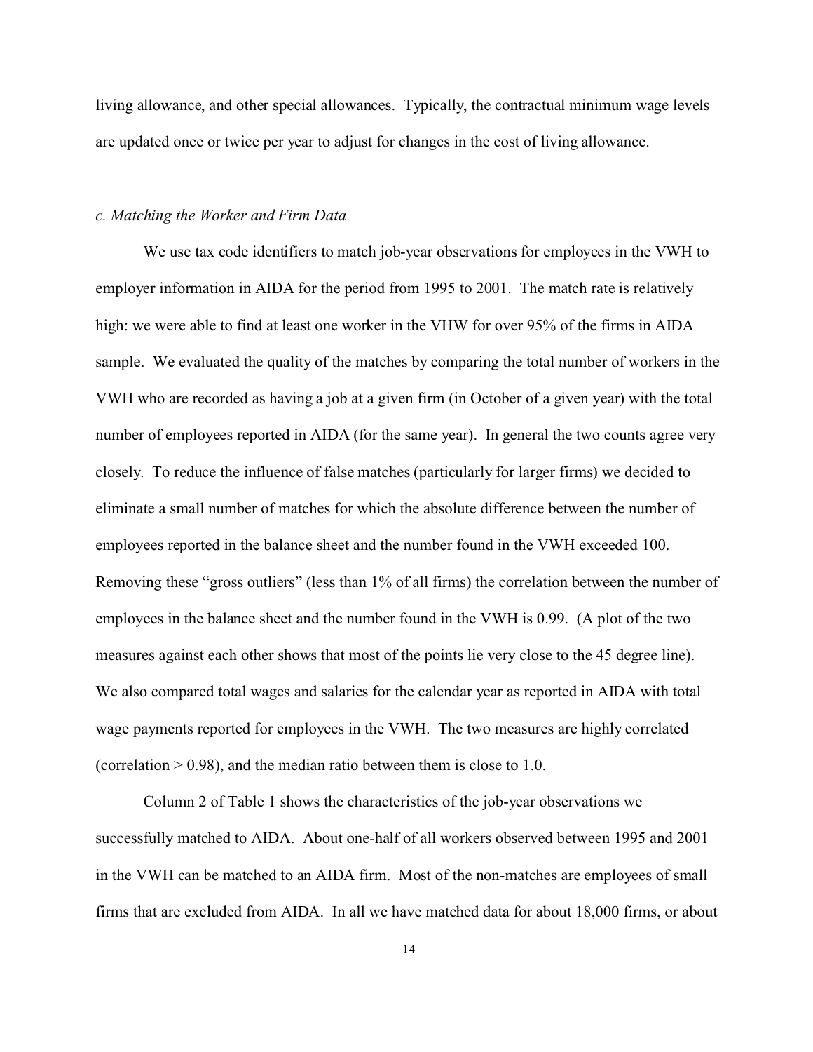living allowance, and other special allowances. Typically, the contractual minimum wage levels are updated once or twice per year to adjust for changes in the cost of living allowance.

### *c. Matching the Worker and Firm Data*

We use tax code identifiers to match job-year observations for employees in the VWH to employer information in AIDA for the period from 1995 to 2001. The match rate is relatively high: we were able to find at least one worker in the VHW for over 95% of the firms in AIDA sample. We evaluated the quality of the matches by comparing the total number of workers in the VWH who are recorded as having a job at a given firm (in October of a given year) with the total number of employees reported in AIDA (for the same year). In general the two counts agree very closely. To reduce the influence of false matches (particularly for larger firms) we decided to eliminate a small number of matches for which the absolute difference between the number of employees reported in the balance sheet and the number found in the VWH exceeded 100. Removing these "gross outliers" (less than 1% of all firms) the correlation between the number of employees in the balance sheet and the number found in the VWH is 0.99. (A plot of the two measures against each other shows that most of the points lie very close to the 45 degree line). We also compared total wages and salaries for the calendar year as reported in AIDA with total wage payments reported for employees in the VWH. The two measures are highly correlated (correlation > 0.98), and the median ratio between them is close to 1.0.

Column 2 of Table 1 shows the characteristics of the job-year observations we successfully matched to AIDA. About one-half of all workers observed between 1995 and 2001 in the VWH can be matched to an AIDA firm. Most of the non-matches are employees of small firms that are excluded from AIDA. In all we have matched data for about 18,000 firms, or about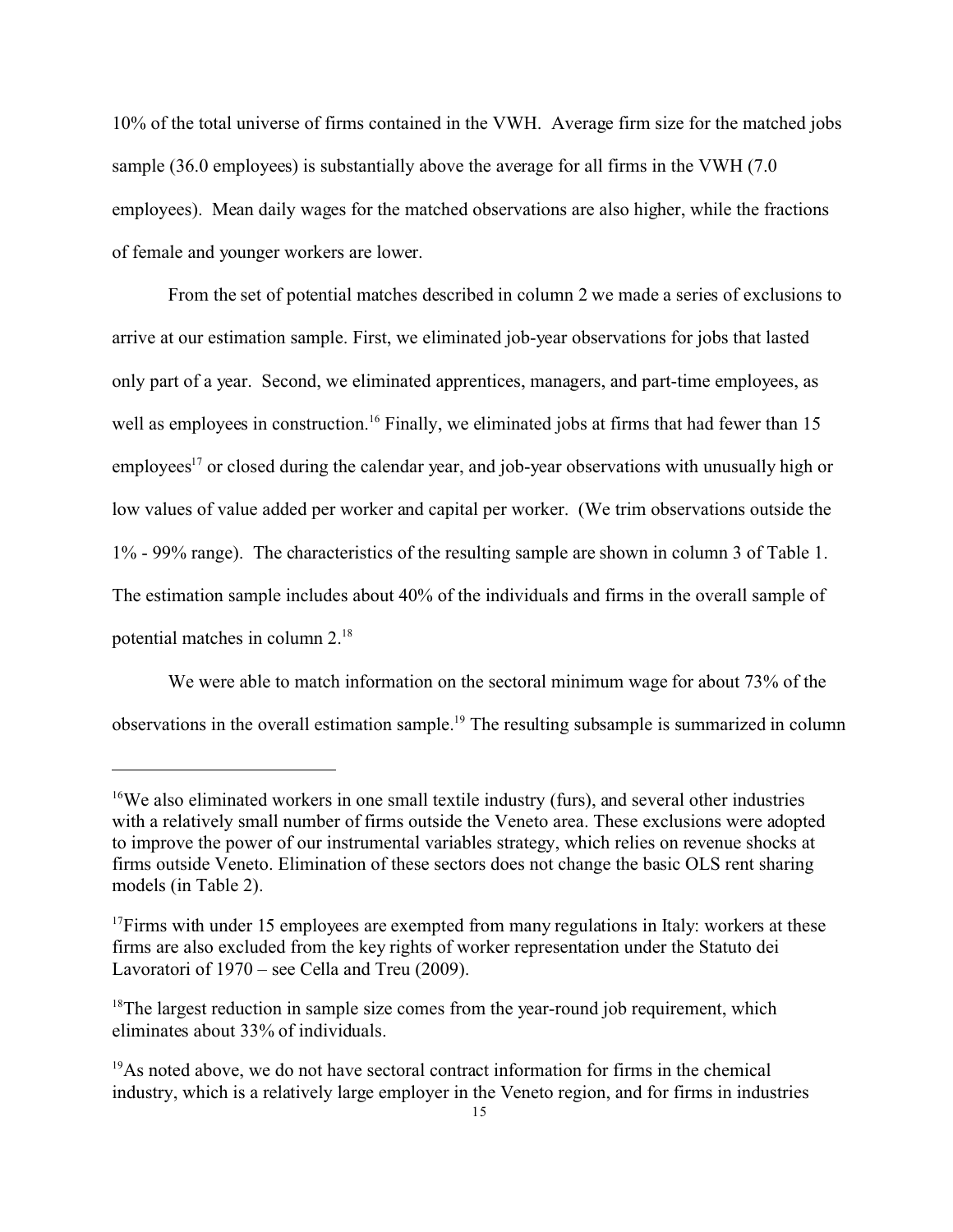10% of the total universe of firms contained in the VWH. Average firm size for the matched jobs sample (36.0 employees) is substantially above the average for all firms in the VWH (7.0 employees). Mean daily wages for the matched observations are also higher, while the fractions of female and younger workers are lower.

From the set of potential matches described in column 2 we made a series of exclusions to arrive at our estimation sample. First, we eliminated job-year observations for jobs that lasted only part of a year. Second, we eliminated apprentices, managers, and part-time employees, as well as employees in construction.[16] Finally, we eliminated jobs at firms that had fewer than 15 employees[17] or closed during the calendar year, and job-year observations with unusually high or low values of value added per worker and capital per worker. (We trim observations outside the 1% - 99% range). The characteristics of the resulting sample are shown in column 3 of Table 1. The estimation sample includes about 40% of the individuals and firms in the overall sample of potential matches in column 2.[18]

We were able to match information on the sectoral minimum wage for about 73% of the observations in the overall estimation sample.[19] The resulting subsample is summarized in column

---

[16]We also eliminated workers in one small textile industry (furs), and several other industries with a relatively small number of firms outside the Veneto area. These exclusions were adopted to improve the power of our instrumental variables strategy, which relies on revenue shocks at firms outside Veneto. Elimination of these sectors does not change the basic OLS rent sharing models (in Table 2).

[17]Firms with under 15 employees are exempted from many regulations in Italy: workers at these firms are also excluded from the key rights of worker representation under the Statuto dei Lavoratori of 1970 – see Cella and Treu (2009).

[18]The largest reduction in sample size comes from the year-round job requirement, which eliminates about 33% of individuals.

[19]As noted above, we do not have sectoral contract information for firms in the chemical industry, which is a relatively large employer in the Veneto region, and for firms in industries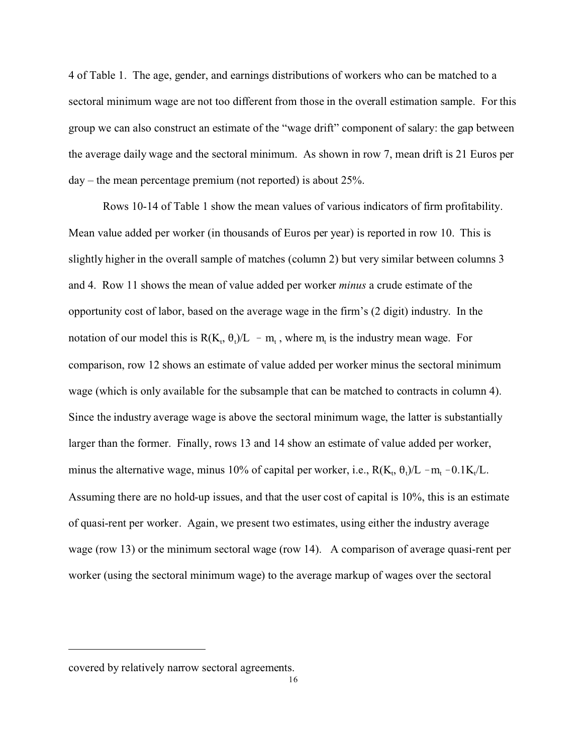4 of Table 1. The age, gender, and earnings distributions of workers who can be matched to a sectoral minimum wage are not too different from those in the overall estimation sample. For this group we can also construct an estimate of the "wage drift" component of salary: the gap between the average daily wage and the sectoral minimum. As shown in row 7, mean drift is 21 Euros per day – the mean percentage premium (not reported) is about 25%.

Rows 10-14 of Table 1 show the mean values of various indicators of firm profitability. Mean value added per worker (in thousands of Euros per year) is reported in row 10. This is slightly higher in the overall sample of matches (column 2) but very similar between columns 3 and 4. Row 11 shows the mean of value added per worker *minus* a crude estimate of the opportunity cost of labor, based on the average wage in the firm's (2 digit) industry. In the notation of our model this is $R(K_t, \theta_t)/L - m_t$, where $m_t$ is the industry mean wage. For comparison, row 12 shows an estimate of value added per worker minus the sectoral minimum wage (which is only available for the subsample that can be matched to contracts in column 4). Since the industry average wage is above the sectoral minimum wage, the latter is substantially larger than the former. Finally, rows 13 and 14 show an estimate of value added per worker, minus the alternative wage, minus 10% of capital per worker, i.e., $R(K_t, \theta_t)/L - m_t - 0.1K_t/L$. Assuming there are no hold-up issues, and that the user cost of capital is 10%, this is an estimate of quasi-rent per worker. Again, we present two estimates, using either the industry average wage (row 13) or the minimum sectoral wage (row 14). A comparison of average quasi-rent per worker (using the sectoral minimum wage) to the average markup of wages over the sectoral

covered by relatively narrow sectoral agreements.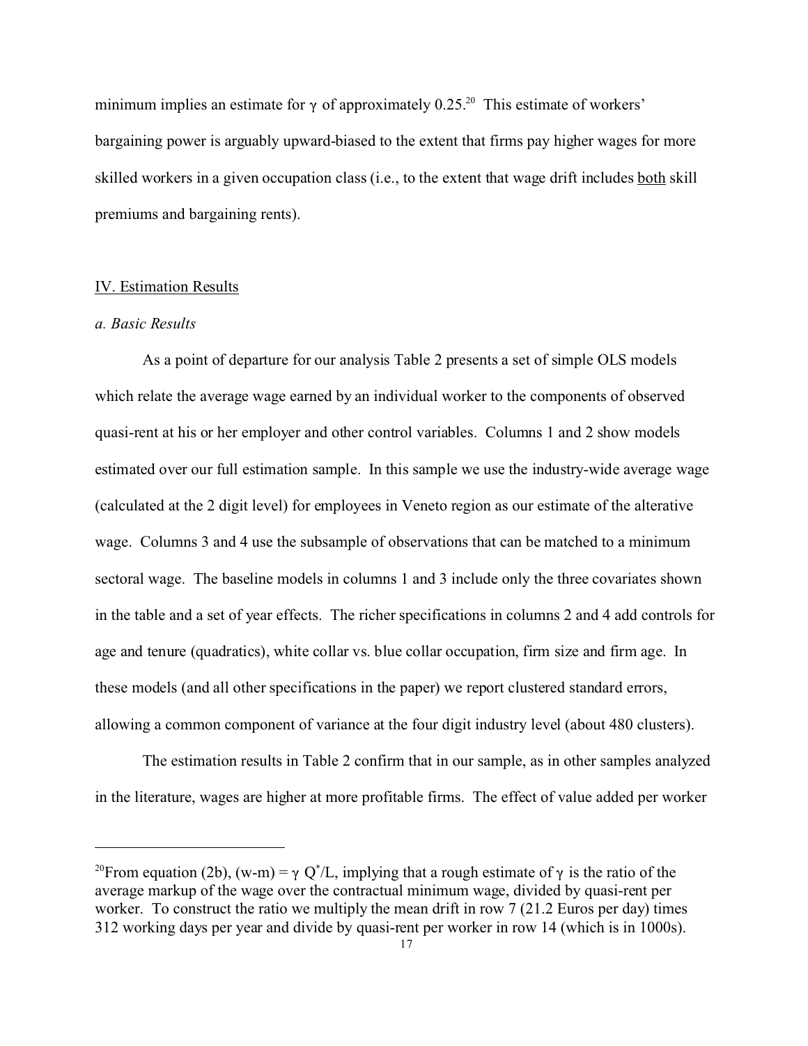minimum implies an estimate for $\gamma$ of approximately 0.25.[20] This estimate of workers' bargaining power is arguably upward-biased to the extent that firms pay higher wages for more skilled workers in a given occupation class (i.e., to the extent that wage drift includes both skill premiums and bargaining rents).

## IV. Estimation Results

### *a. Basic Results*

As a point of departure for our analysis Table 2 presents a set of simple OLS models which relate the average wage earned by an individual worker to the components of observed quasi-rent at his or her employer and other control variables. Columns 1 and 2 show models estimated over our full estimation sample. In this sample we use the industry-wide average wage (calculated at the 2 digit level) for employees in Veneto region as our estimate of the alterative wage. Columns 3 and 4 use the subsample of observations that can be matched to a minimum sectoral wage. The baseline models in columns 1 and 3 include only the three covariates shown in the table and a set of year effects. The richer specifications in columns 2 and 4 add controls for age and tenure (quadratics), white collar vs. blue collar occupation, firm size and firm age. In these models (and all other specifications in the paper) we report clustered standard errors, allowing a common component of variance at the four digit industry level (about 480 clusters).

The estimation results in Table 2 confirm that in our sample, as in other samples analyzed in the literature, wages are higher at more profitable firms. The effect of value added per worker

---

[20] From equation (2b), $(w\text{-}m) = \gamma\, Q^{*}/L$, implying that a rough estimate of $\gamma$ is the ratio of the average markup of the wage over the contractual minimum wage, divided by quasi-rent per worker. To construct the ratio we multiply the mean drift in row 7 (21.2 Euros per day) times 312 working days per year and divide by quasi-rent per worker in row 14 (which is in 1000s).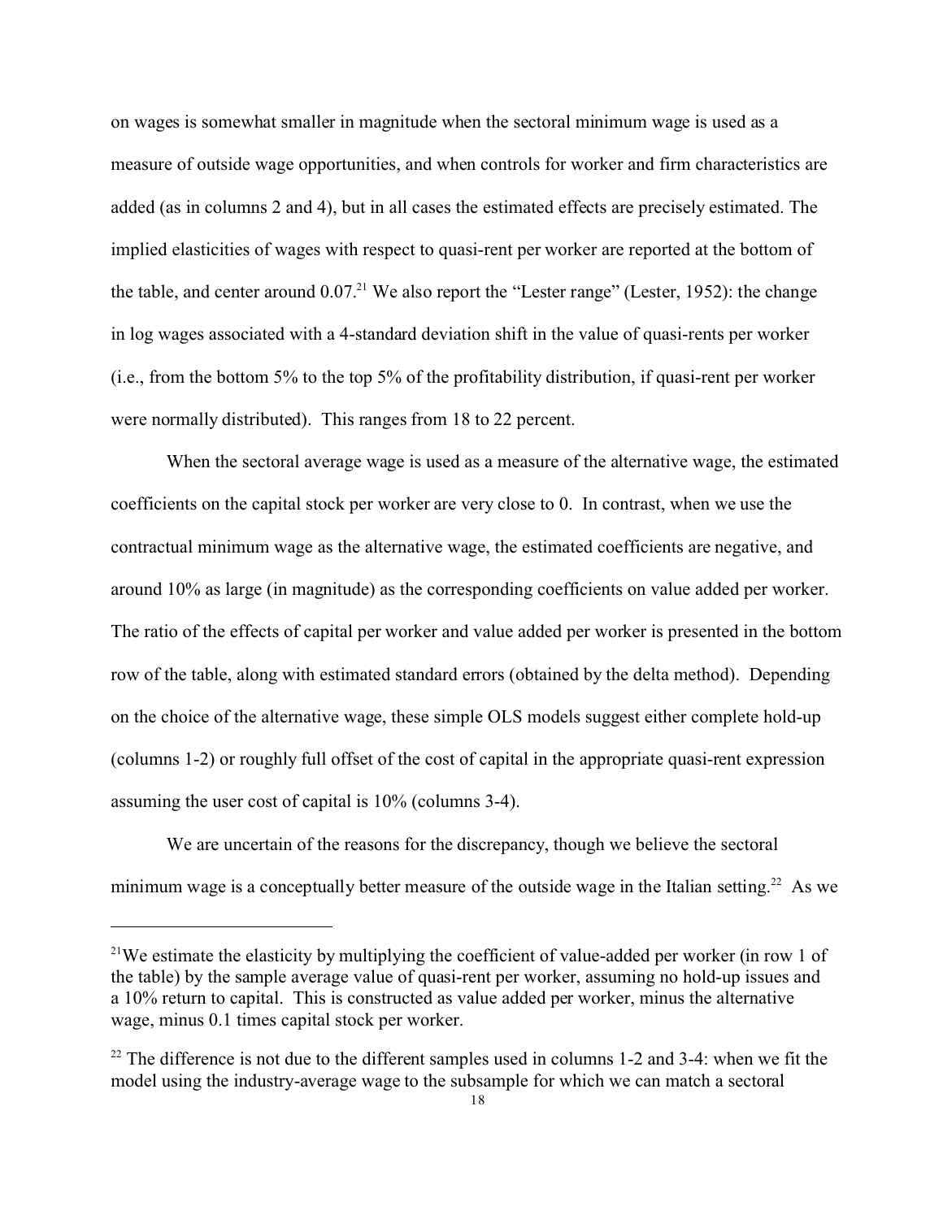on wages is somewhat smaller in magnitude when the sectoral minimum wage is used as a measure of outside wage opportunities, and when controls for worker and firm characteristics are added (as in columns 2 and 4), but in all cases the estimated effects are precisely estimated. The implied elasticities of wages with respect to quasi-rent per worker are reported at the bottom of the table, and center around 0.07.[21] We also report the "Lester range" (Lester, 1952): the change in log wages associated with a 4-standard deviation shift in the value of quasi-rents per worker (i.e., from the bottom 5% to the top 5% of the profitability distribution, if quasi-rent per worker were normally distributed). This ranges from 18 to 22 percent.

When the sectoral average wage is used as a measure of the alternative wage, the estimated coefficients on the capital stock per worker are very close to 0. In contrast, when we use the contractual minimum wage as the alternative wage, the estimated coefficients are negative, and around 10% as large (in magnitude) as the corresponding coefficients on value added per worker. The ratio of the effects of capital per worker and value added per worker is presented in the bottom row of the table, along with estimated standard errors (obtained by the delta method). Depending on the choice of the alternative wage, these simple OLS models suggest either complete hold-up (columns 1-2) or roughly full offset of the cost of capital in the appropriate quasi-rent expression assuming the user cost of capital is 10% (columns 3-4).

We are uncertain of the reasons for the discrepancy, though we believe the sectoral minimum wage is a conceptually better measure of the outside wage in the Italian setting.[22] As we

---

[21] We estimate the elasticity by multiplying the coefficient of value-added per worker (in row 1 of the table) by the sample average value of quasi-rent per worker, assuming no hold-up issues and a 10% return to capital. This is constructed as value added per worker, minus the alternative wage, minus 0.1 times capital stock per worker.

[22] The difference is not due to the different samples used in columns 1-2 and 3-4: when we fit the model using the industry-average wage to the subsample for which we can match a sectoral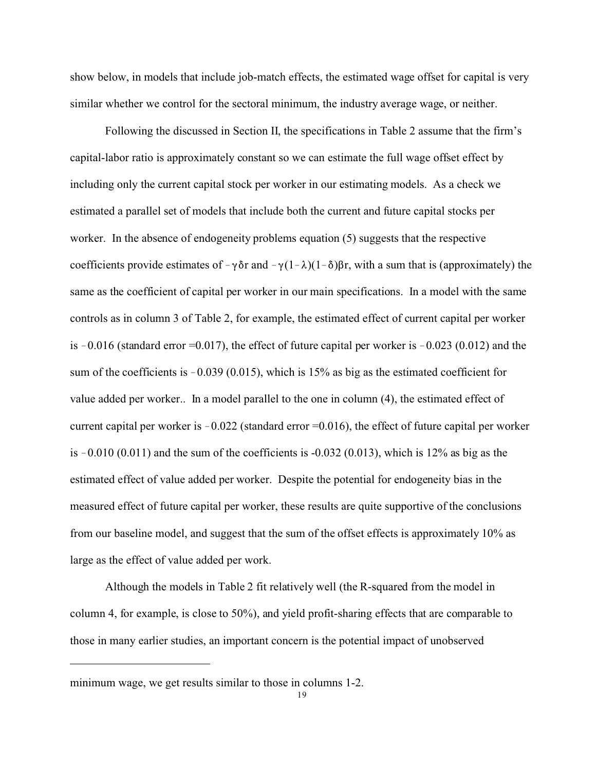show below, in models that include job-match effects, the estimated wage offset for capital is very similar whether we control for the sectoral minimum, the industry average wage, or neither.

Following the discussed in Section II, the specifications in Table 2 assume that the firm's capital-labor ratio is approximately constant so we can estimate the full wage offset effect by including only the current capital stock per worker in our estimating models. As a check we estimated a parallel set of models that include both the current and future capital stocks per worker. In the absence of endogeneity problems equation (5) suggests that the respective coefficients provide estimates of $-\gamma\delta r$ and $-\gamma(1-\lambda)(1-\delta)\beta r$, with a sum that is (approximately) the same as the coefficient of capital per worker in our main specifications. In a model with the same controls as in column 3 of Table 2, for example, the estimated effect of current capital per worker is $-0.016$ (standard error =0.017), the effect of future capital per worker is $-0.023$ (0.012) and the sum of the coefficients is $-0.039$ (0.015), which is 15% as big as the estimated coefficient for value added per worker.. In a model parallel to the one in column (4), the estimated effect of current capital per worker is $-0.022$ (standard error =0.016), the effect of future capital per worker is $-0.010$ (0.011) and the sum of the coefficients is -0.032 (0.013), which is 12% as big as the estimated effect of value added per worker. Despite the potential for endogeneity bias in the measured effect of future capital per worker, these results are quite supportive of the conclusions from our baseline model, and suggest that the sum of the offset effects is approximately 10% as large as the effect of value added per work.

Although the models in Table 2 fit relatively well (the R-squared from the model in column 4, for example, is close to 50%), and yield profit-sharing effects that are comparable to those in many earlier studies, an important concern is the potential impact of unobserved

---

minimum wage, we get results similar to those in columns 1-2.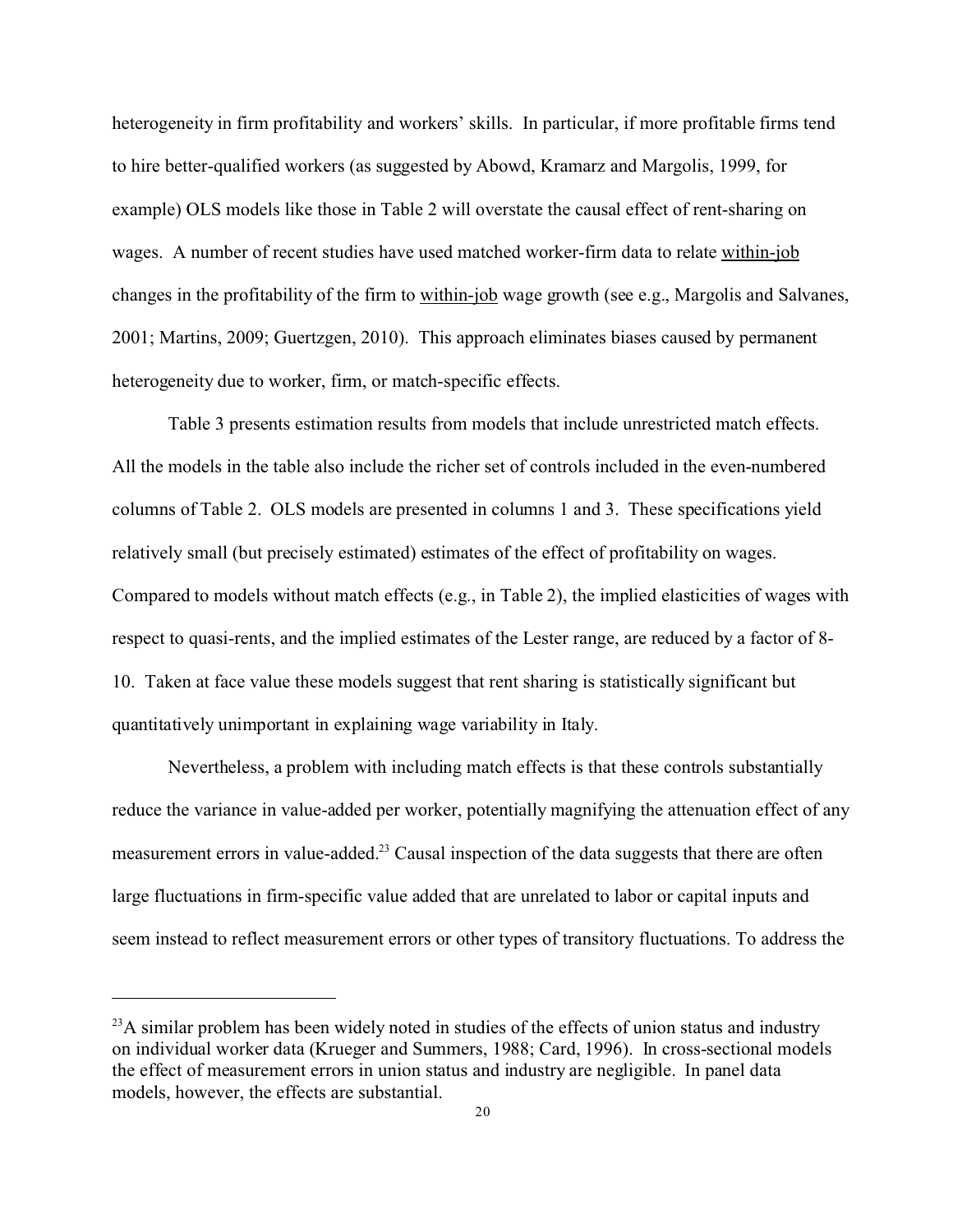heterogeneity in firm profitability and workers' skills. In particular, if more profitable firms tend to hire better-qualified workers (as suggested by Abowd, Kramarz and Margolis, 1999, for example) OLS models like those in Table 2 will overstate the causal effect of rent-sharing on wages. A number of recent studies have used matched worker-firm data to relate within-job changes in the profitability of the firm to within-job wage growth (see e.g., Margolis and Salvanes, 2001; Martins, 2009; Guertzgen, 2010). This approach eliminates biases caused by permanent heterogeneity due to worker, firm, or match-specific effects.

Table 3 presents estimation results from models that include unrestricted match effects. All the models in the table also include the richer set of controls included in the even-numbered columns of Table 2. OLS models are presented in columns 1 and 3. These specifications yield relatively small (but precisely estimated) estimates of the effect of profitability on wages. Compared to models without match effects (e.g., in Table 2), the implied elasticities of wages with respect to quasi-rents, and the implied estimates of the Lester range, are reduced by a factor of 8-10. Taken at face value these models suggest that rent sharing is statistically significant but quantitatively unimportant in explaining wage variability in Italy.

Nevertheless, a problem with including match effects is that these controls substantially reduce the variance in value-added per worker, potentially magnifying the attenuation effect of any measurement errors in value-added.[23] Causal inspection of the data suggests that there are often large fluctuations in firm-specific value added that are unrelated to labor or capital inputs and seem instead to reflect measurement errors or other types of transitory fluctuations. To address the

[23] A similar problem has been widely noted in studies of the effects of union status and industry on individual worker data (Krueger and Summers, 1988; Card, 1996). In cross-sectional models the effect of measurement errors in union status and industry are negligible. In panel data models, however, the effects are substantial.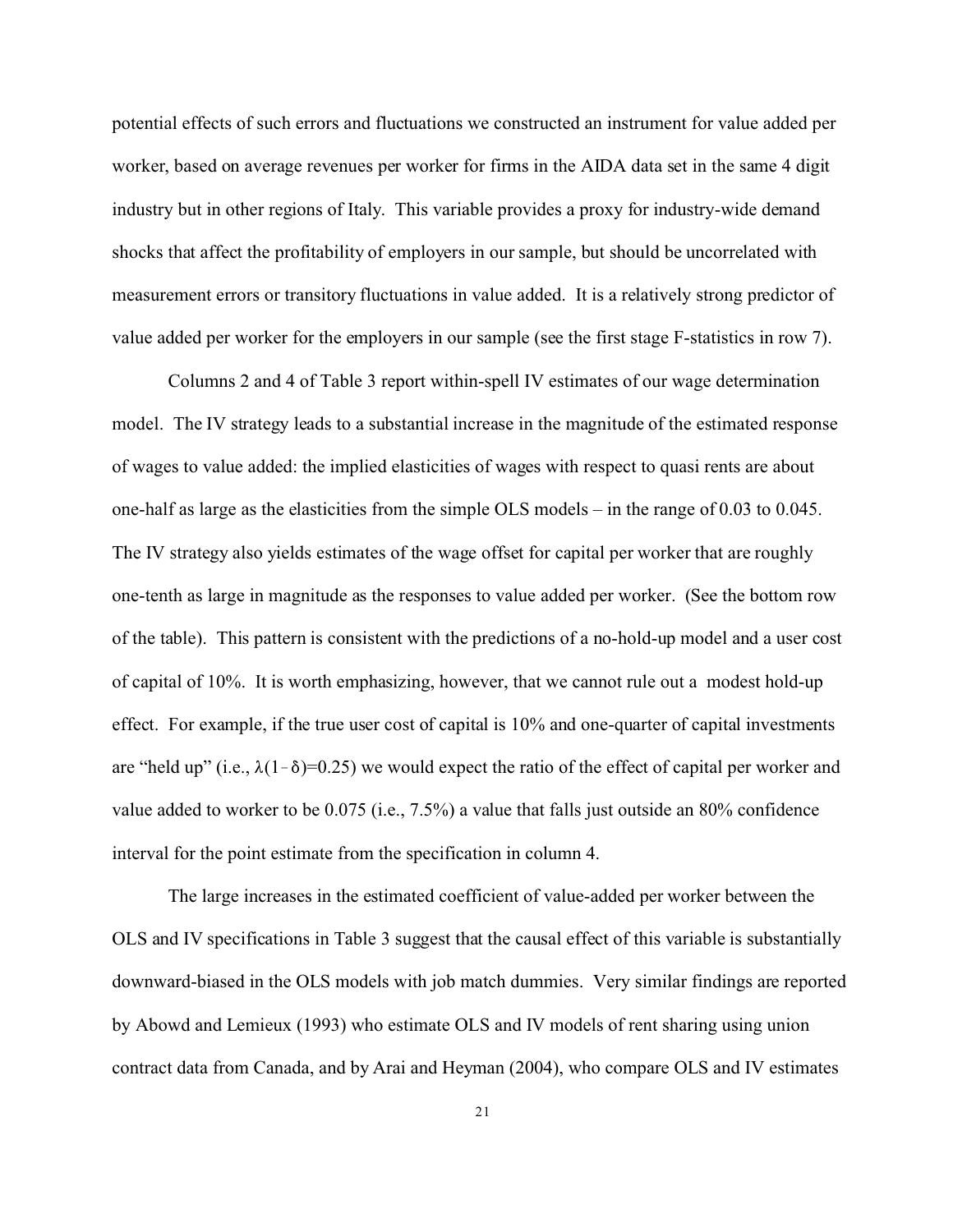potential effects of such errors and fluctuations we constructed an instrument for value added per worker, based on average revenues per worker for firms in the AIDA data set in the same 4 digit industry but in other regions of Italy. This variable provides a proxy for industry-wide demand shocks that affect the profitability of employers in our sample, but should be uncorrelated with measurement errors or transitory fluctuations in value added. It is a relatively strong predictor of value added per worker for the employers in our sample (see the first stage F-statistics in row 7).

Columns 2 and 4 of Table 3 report within-spell IV estimates of our wage determination model. The IV strategy leads to a substantial increase in the magnitude of the estimated response of wages to value added: the implied elasticities of wages with respect to quasi rents are about one-half as large as the elasticities from the simple OLS models – in the range of 0.03 to 0.045. The IV strategy also yields estimates of the wage offset for capital per worker that are roughly one-tenth as large in magnitude as the responses to value added per worker. (See the bottom row of the table). This pattern is consistent with the predictions of a no-hold-up model and a user cost of capital of 10%. It is worth emphasizing, however, that we cannot rule out a modest hold-up effect. For example, if the true user cost of capital is 10% and one-quarter of capital investments are "held up" (i.e., $\lambda(1-\delta)=0.25$) we would expect the ratio of the effect of capital per worker and value added to worker to be 0.075 (i.e., 7.5%) a value that falls just outside an 80% confidence interval for the point estimate from the specification in column 4.

The large increases in the estimated coefficient of value-added per worker between the OLS and IV specifications in Table 3 suggest that the causal effect of this variable is substantially downward-biased in the OLS models with job match dummies. Very similar findings are reported by Abowd and Lemieux (1993) who estimate OLS and IV models of rent sharing using union contract data from Canada, and by Arai and Heyman (2004), who compare OLS and IV estimates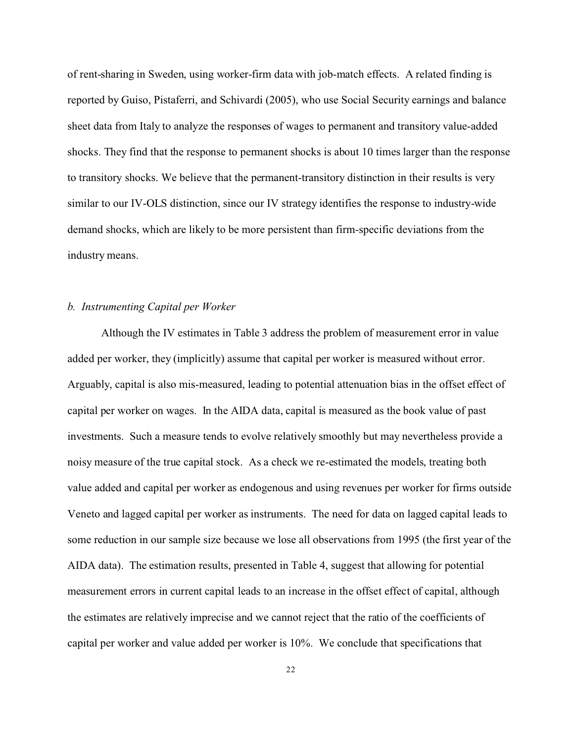of rent-sharing in Sweden, using worker-firm data with job-match effects. A related finding is reported by Guiso, Pistaferri, and Schivardi (2005), who use Social Security earnings and balance sheet data from Italy to analyze the responses of wages to permanent and transitory value-added shocks. They find that the response to permanent shocks is about 10 times larger than the response to transitory shocks. We believe that the permanent-transitory distinction in their results is very similar to our IV-OLS distinction, since our IV strategy identifies the response to industry-wide demand shocks, which are likely to be more persistent than firm-specific deviations from the industry means.

### *b. Instrumenting Capital per Worker*

Although the IV estimates in Table 3 address the problem of measurement error in value added per worker, they (implicitly) assume that capital per worker is measured without error. Arguably, capital is also mis-measured, leading to potential attenuation bias in the offset effect of capital per worker on wages. In the AIDA data, capital is measured as the book value of past investments. Such a measure tends to evolve relatively smoothly but may nevertheless provide a noisy measure of the true capital stock. As a check we re-estimated the models, treating both value added and capital per worker as endogenous and using revenues per worker for firms outside Veneto and lagged capital per worker as instruments. The need for data on lagged capital leads to some reduction in our sample size because we lose all observations from 1995 (the first year of the AIDA data). The estimation results, presented in Table 4, suggest that allowing for potential measurement errors in current capital leads to an increase in the offset effect of capital, although the estimates are relatively imprecise and we cannot reject that the ratio of the coefficients of capital per worker and value added per worker is 10%. We conclude that specifications that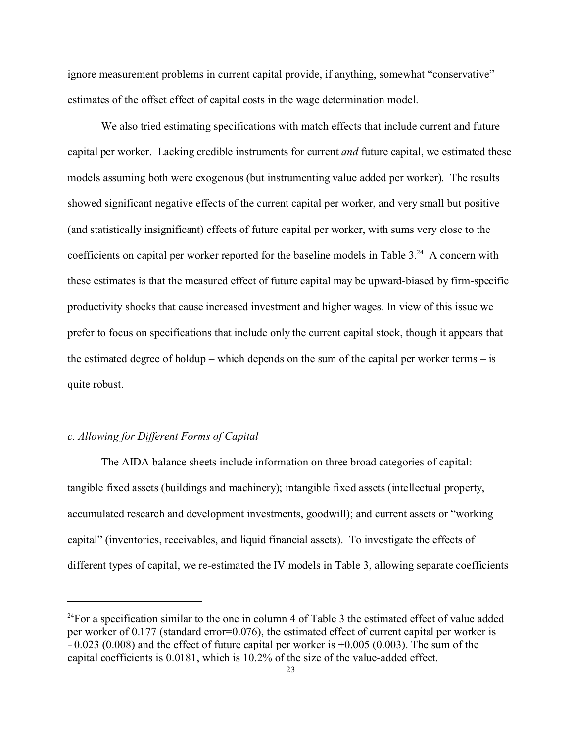ignore measurement problems in current capital provide, if anything, somewhat "conservative" estimates of the offset effect of capital costs in the wage determination model.

We also tried estimating specifications with match effects that include current and future capital per worker. Lacking credible instruments for current *and* future capital, we estimated these models assuming both were exogenous (but instrumenting value added per worker). The results showed significant negative effects of the current capital per worker, and very small but positive (and statistically insignificant) effects of future capital per worker, with sums very close to the coefficients on capital per worker reported for the baseline models in Table 3.[24] A concern with these estimates is that the measured effect of future capital may be upward-biased by firm-specific productivity shocks that cause increased investment and higher wages. In view of this issue we prefer to focus on specifications that include only the current capital stock, though it appears that the estimated degree of holdup – which depends on the sum of the capital per worker terms – is quite robust.

*c. Allowing for Different Forms of Capital*

The AIDA balance sheets include information on three broad categories of capital: tangible fixed assets (buildings and machinery); intangible fixed assets (intellectual property, accumulated research and development investments, goodwill); and current assets or "working capital" (inventories, receivables, and liquid financial assets). To investigate the effects of different types of capital, we re-estimated the IV models in Table 3, allowing separate coefficients

---

[24] For a specification similar to the one in column 4 of Table 3 the estimated effect of value added per worker of 0.177 (standard error=0.076), the estimated effect of current capital per worker is −0.023 (0.008) and the effect of future capital per worker is +0.005 (0.003). The sum of the capital coefficients is 0.0181, which is 10.2% of the size of the value-added effect.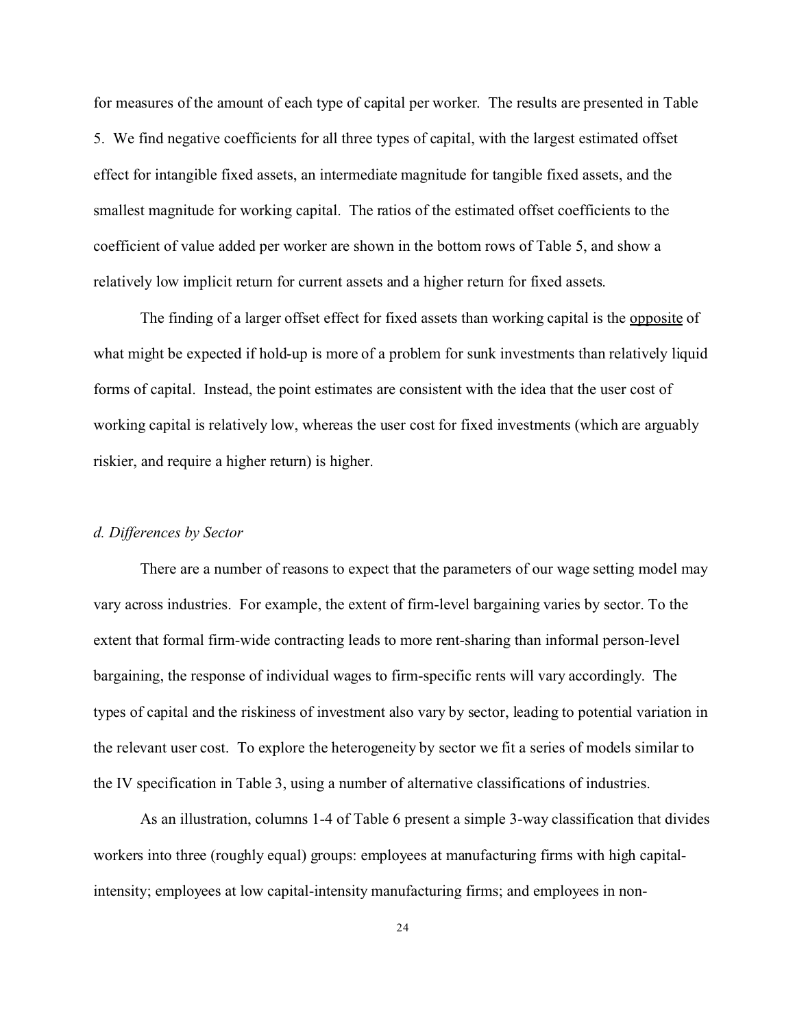for measures of the amount of each type of capital per worker. The results are presented in Table 5. We find negative coefficients for all three types of capital, with the largest estimated offset effect for intangible fixed assets, an intermediate magnitude for tangible fixed assets, and the smallest magnitude for working capital. The ratios of the estimated offset coefficients to the coefficient of value added per worker are shown in the bottom rows of Table 5, and show a relatively low implicit return for current assets and a higher return for fixed assets.

The finding of a larger offset effect for fixed assets than working capital is the <u>opposite</u> of what might be expected if hold-up is more of a problem for sunk investments than relatively liquid forms of capital. Instead, the point estimates are consistent with the idea that the user cost of working capital is relatively low, whereas the user cost for fixed investments (which are arguably riskier, and require a higher return) is higher.

*d. Differences by Sector*

There are a number of reasons to expect that the parameters of our wage setting model may vary across industries. For example, the extent of firm-level bargaining varies by sector. To the extent that formal firm-wide contracting leads to more rent-sharing than informal person-level bargaining, the response of individual wages to firm-specific rents will vary accordingly. The types of capital and the riskiness of investment also vary by sector, leading to potential variation in the relevant user cost. To explore the heterogeneity by sector we fit a series of models similar to the IV specification in Table 3, using a number of alternative classifications of industries.

As an illustration, columns 1-4 of Table 6 present a simple 3-way classification that divides workers into three (roughly equal) groups: employees at manufacturing firms with high capital-intensity; employees at low capital-intensity manufacturing firms; and employees in non-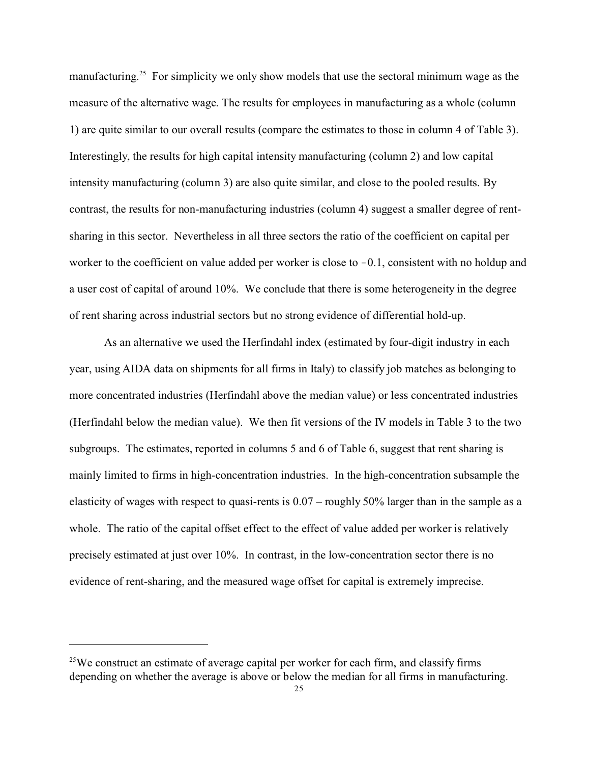manufacturing.[25] For simplicity we only show models that use the sectoral minimum wage as the measure of the alternative wage. The results for employees in manufacturing as a whole (column 1) are quite similar to our overall results (compare the estimates to those in column 4 of Table 3). Interestingly, the results for high capital intensity manufacturing (column 2) and low capital intensity manufacturing (column 3) are also quite similar, and close to the pooled results. By contrast, the results for non-manufacturing industries (column 4) suggest a smaller degree of rent-sharing in this sector. Nevertheless in all three sectors the ratio of the coefficient on capital per worker to the coefficient on value added per worker is close to −0.1, consistent with no holdup and a user cost of capital of around 10%. We conclude that there is some heterogeneity in the degree of rent sharing across industrial sectors but no strong evidence of differential hold-up.

As an alternative we used the Herfindahl index (estimated by four-digit industry in each year, using AIDA data on shipments for all firms in Italy) to classify job matches as belonging to more concentrated industries (Herfindahl above the median value) or less concentrated industries (Herfindahl below the median value). We then fit versions of the IV models in Table 3 to the two subgroups. The estimates, reported in columns 5 and 6 of Table 6, suggest that rent sharing is mainly limited to firms in high-concentration industries. In the high-concentration subsample the elasticity of wages with respect to quasi-rents is 0.07 – roughly 50% larger than in the sample as a whole. The ratio of the capital offset effect to the effect of value added per worker is relatively precisely estimated at just over 10%. In contrast, in the low-concentration sector there is no evidence of rent-sharing, and the measured wage offset for capital is extremely imprecise.

---

[25] We construct an estimate of average capital per worker for each firm, and classify firms depending on whether the average is above or below the median for all firms in manufacturing.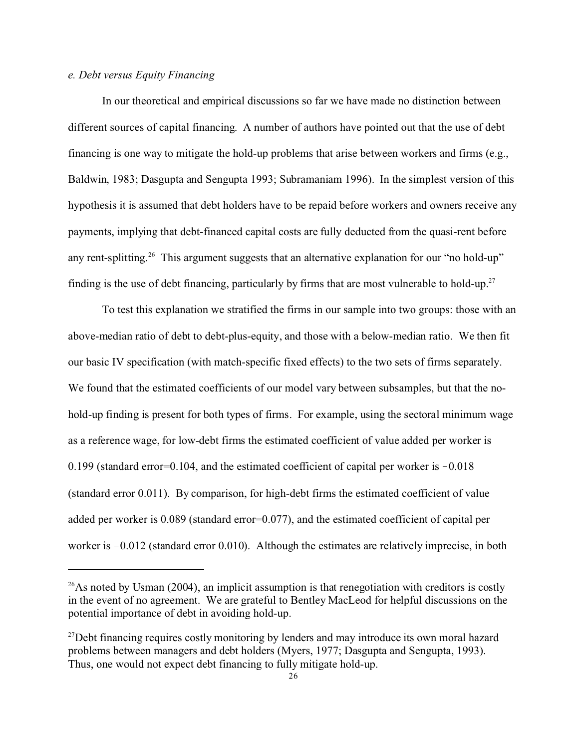*e. Debt versus Equity Financing*

In our theoretical and empirical discussions so far we have made no distinction between different sources of capital financing. A number of authors have pointed out that the use of debt financing is one way to mitigate the hold-up problems that arise between workers and firms (e.g., Baldwin, 1983; Dasgupta and Sengupta 1993; Subramaniam 1996). In the simplest version of this hypothesis it is assumed that debt holders have to be repaid before workers and owners receive any payments, implying that debt-financed capital costs are fully deducted from the quasi-rent before any rent-splitting.[26] This argument suggests that an alternative explanation for our "no hold-up" finding is the use of debt financing, particularly by firms that are most vulnerable to hold-up.[27]

To test this explanation we stratified the firms in our sample into two groups: those with an above-median ratio of debt to debt-plus-equity, and those with a below-median ratio. We then fit our basic IV specification (with match-specific fixed effects) to the two sets of firms separately. We found that the estimated coefficients of our model vary between subsamples, but that the no-hold-up finding is present for both types of firms. For example, using the sectoral minimum wage as a reference wage, for low-debt firms the estimated coefficient of value added per worker is 0.199 (standard error=0.104, and the estimated coefficient of capital per worker is −0.018 (standard error 0.011). By comparison, for high-debt firms the estimated coefficient of value added per worker is 0.089 (standard error=0.077), and the estimated coefficient of capital per worker is −0.012 (standard error 0.010). Although the estimates are relatively imprecise, in both

---

[26] As noted by Usman (2004), an implicit assumption is that renegotiation with creditors is costly in the event of no agreement. We are grateful to Bentley MacLeod for helpful discussions on the potential importance of debt in avoiding hold-up.

[27] Debt financing requires costly monitoring by lenders and may introduce its own moral hazard problems between managers and debt holders (Myers, 1977; Dasgupta and Sengupta, 1993). Thus, one would not expect debt financing to fully mitigate hold-up.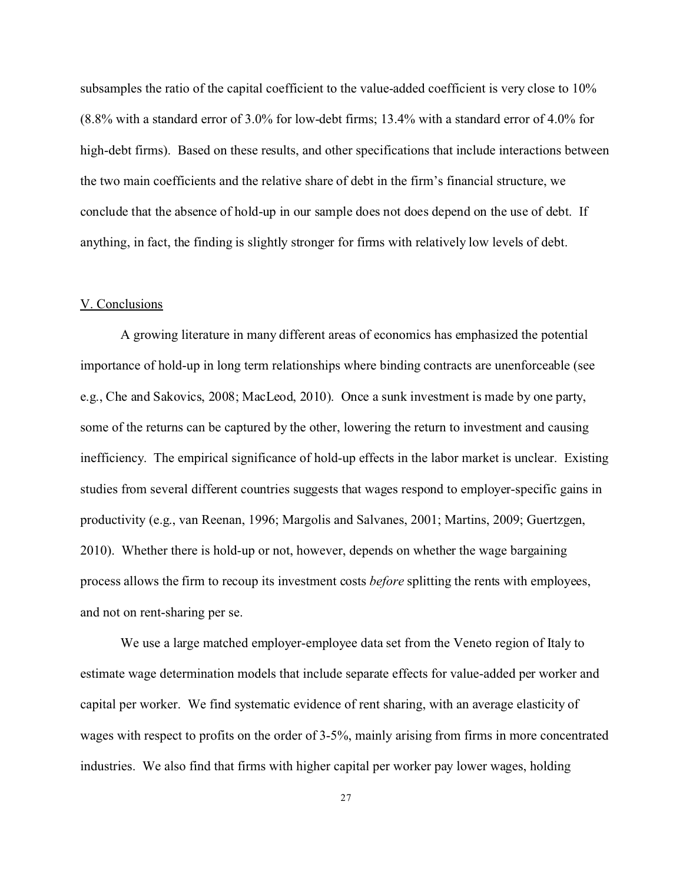subsamples the ratio of the capital coefficient to the value-added coefficient is very close to 10% (8.8% with a standard error of 3.0% for low-debt firms; 13.4% with a standard error of 4.0% for high-debt firms). Based on these results, and other specifications that include interactions between the two main coefficients and the relative share of debt in the firm's financial structure, we conclude that the absence of hold-up in our sample does not does depend on the use of debt. If anything, in fact, the finding is slightly stronger for firms with relatively low levels of debt.

## V. Conclusions

A growing literature in many different areas of economics has emphasized the potential importance of hold-up in long term relationships where binding contracts are unenforceable (see e.g., Che and Sakovics, 2008; MacLeod, 2010). Once a sunk investment is made by one party, some of the returns can be captured by the other, lowering the return to investment and causing inefficiency. The empirical significance of hold-up effects in the labor market is unclear. Existing studies from several different countries suggests that wages respond to employer-specific gains in productivity (e.g., van Reenan, 1996; Margolis and Salvanes, 2001; Martins, 2009; Guertzgen, 2010). Whether there is hold-up or not, however, depends on whether the wage bargaining process allows the firm to recoup its investment costs *before* splitting the rents with employees, and not on rent-sharing per se.

We use a large matched employer-employee data set from the Veneto region of Italy to estimate wage determination models that include separate effects for value-added per worker and capital per worker. We find systematic evidence of rent sharing, with an average elasticity of wages with respect to profits on the order of 3-5%, mainly arising from firms in more concentrated industries. We also find that firms with higher capital per worker pay lower wages, holding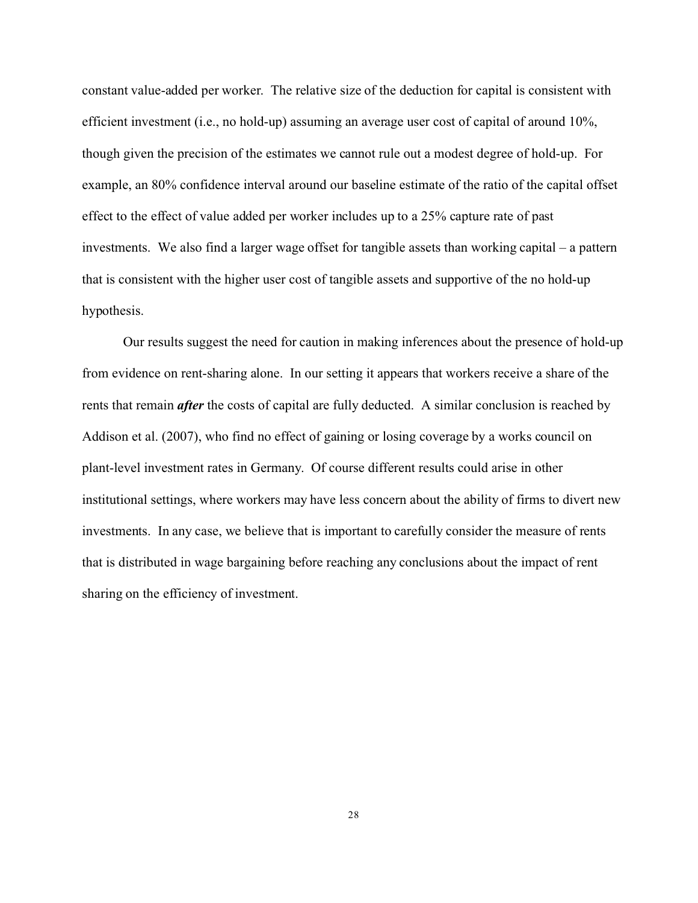constant value-added per worker. The relative size of the deduction for capital is consistent with efficient investment (i.e., no hold-up) assuming an average user cost of capital of around 10%, though given the precision of the estimates we cannot rule out a modest degree of hold-up. For example, an 80% confidence interval around our baseline estimate of the ratio of the capital offset effect to the effect of value added per worker includes up to a 25% capture rate of past investments. We also find a larger wage offset for tangible assets than working capital – a pattern that is consistent with the higher user cost of tangible assets and supportive of the no hold-up hypothesis.

Our results suggest the need for caution in making inferences about the presence of hold-up from evidence on rent-sharing alone. In our setting it appears that workers receive a share of the rents that remain ***after*** the costs of capital are fully deducted. A similar conclusion is reached by Addison et al. (2007), who find no effect of gaining or losing coverage by a works council on plant-level investment rates in Germany. Of course different results could arise in other institutional settings, where workers may have less concern about the ability of firms to divert new investments. In any case, we believe that is important to carefully consider the measure of rents that is distributed in wage bargaining before reaching any conclusions about the impact of rent sharing on the efficiency of investment.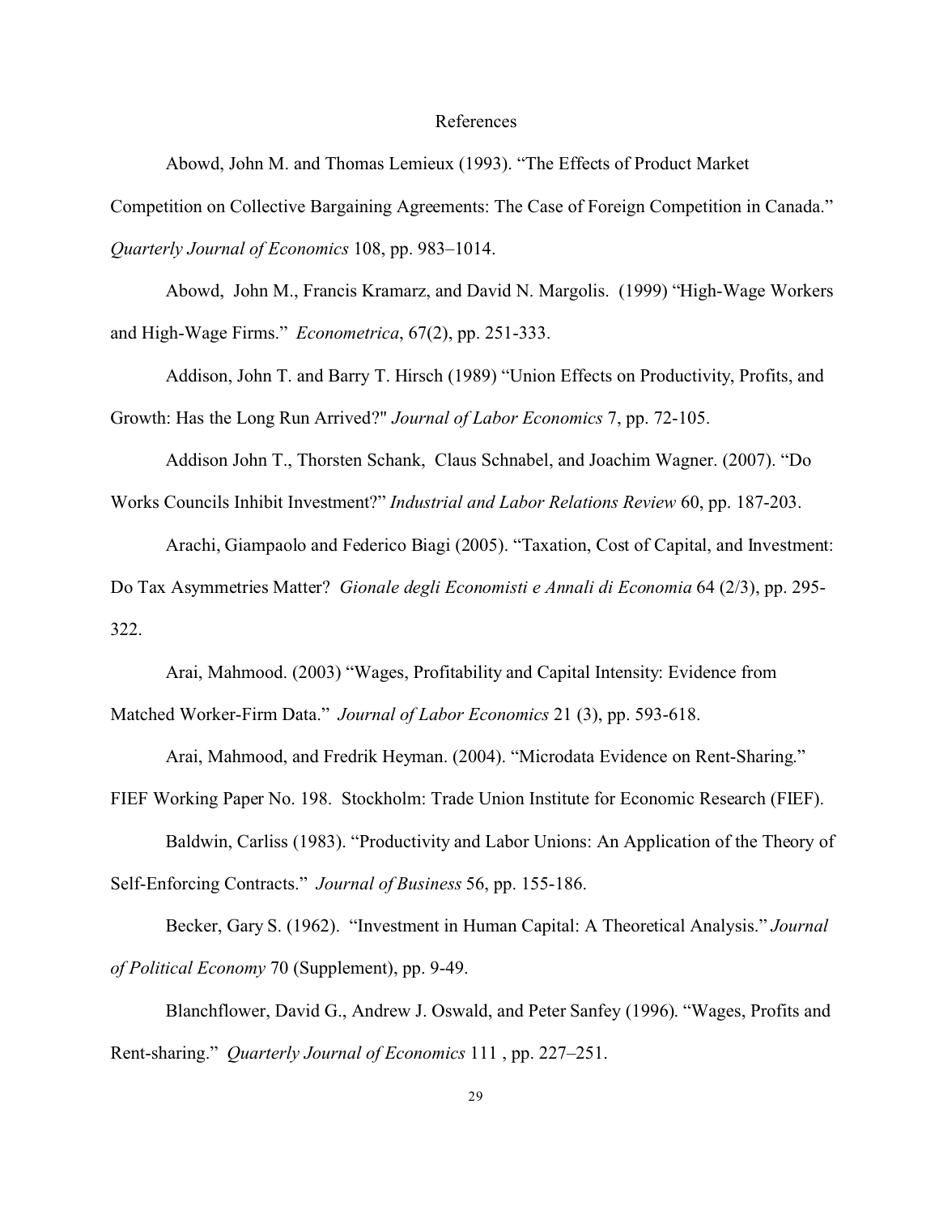# References

Abowd, John M. and Thomas Lemieux (1993). "The Effects of Product Market Competition on Collective Bargaining Agreements: The Case of Foreign Competition in Canada." *Quarterly Journal of Economics* 108, pp. 983–1014.

Abowd, John M., Francis Kramarz, and David N. Margolis. (1999) "High-Wage Workers and High-Wage Firms." *Econometrica*, 67(2), pp. 251-333.

Addison, John T. and Barry T. Hirsch (1989) "Union Effects on Productivity, Profits, and Growth: Has the Long Run Arrived?" *Journal of Labor Economics* 7, pp. 72-105.

Addison John T., Thorsten Schank, Claus Schnabel, and Joachim Wagner. (2007). "Do Works Councils Inhibit Investment?" *Industrial and Labor Relations Review* 60, pp. 187-203.

Arachi, Giampaolo and Federico Biagi (2005). "Taxation, Cost of Capital, and Investment: Do Tax Asymmetries Matter? *Gionale degli Economisti e Annali di Economia* 64 (2/3), pp. 295-322.

Arai, Mahmood. (2003) "Wages, Profitability and Capital Intensity: Evidence from Matched Worker-Firm Data." *Journal of Labor Economics* 21 (3), pp. 593-618.

Arai, Mahmood, and Fredrik Heyman. (2004). "Microdata Evidence on Rent-Sharing." FIEF Working Paper No. 198. Stockholm: Trade Union Institute for Economic Research (FIEF).

Baldwin, Carliss (1983). "Productivity and Labor Unions: An Application of the Theory of Self-Enforcing Contracts." *Journal of Business* 56, pp. 155-186.

Becker, Gary S. (1962). "Investment in Human Capital: A Theoretical Analysis." *Journal of Political Economy* 70 (Supplement), pp. 9-49.

Blanchflower, David G., Andrew J. Oswald, and Peter Sanfey (1996). "Wages, Profits and Rent-sharing." *Quarterly Journal of Economics* 111 , pp. 227–251.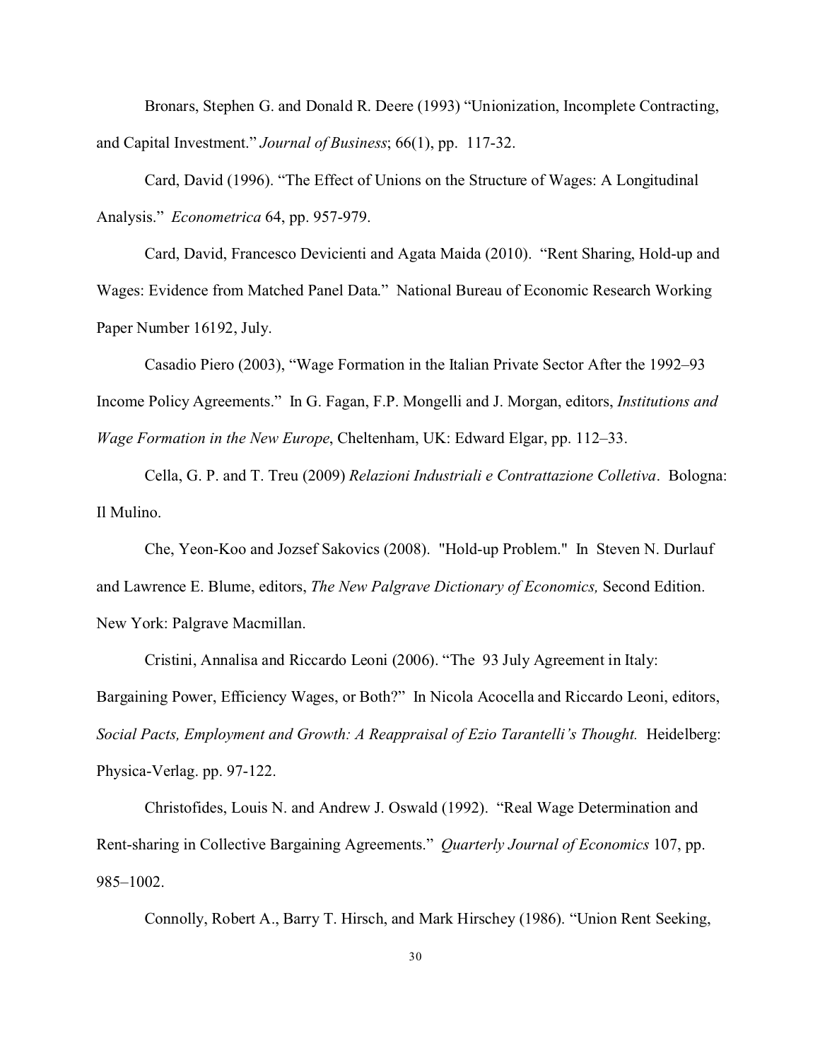Bronars, Stephen G. and Donald R. Deere (1993) "Unionization, Incomplete Contracting, and Capital Investment." *Journal of Business*; 66(1), pp. 117-32.

Card, David (1996). "The Effect of Unions on the Structure of Wages: A Longitudinal Analysis." *Econometrica* 64, pp. 957-979.

Card, David, Francesco Devicienti and Agata Maida (2010). "Rent Sharing, Hold-up and Wages: Evidence from Matched Panel Data." National Bureau of Economic Research Working Paper Number 16192, July.

Casadio Piero (2003), "Wage Formation in the Italian Private Sector After the 1992–93 Income Policy Agreements." In G. Fagan, F.P. Mongelli and J. Morgan, editors, *Institutions and Wage Formation in the New Europe*, Cheltenham, UK: Edward Elgar, pp. 112–33.

Cella, G. P. and T. Treu (2009) *Relazioni Industriali e Contrattazione Colletiva*. Bologna: Il Mulino.

Che, Yeon-Koo and Jozsef Sakovics (2008). "Hold-up Problem." In Steven N. Durlauf and Lawrence E. Blume, editors, *The New Palgrave Dictionary of Economics,* Second Edition. New York: Palgrave Macmillan.

Cristini, Annalisa and Riccardo Leoni (2006). "The 93 July Agreement in Italy: Bargaining Power, Efficiency Wages, or Both?" In Nicola Acocella and Riccardo Leoni, editors, *Social Pacts, Employment and Growth: A Reappraisal of Ezio Tarantelli's Thought.* Heidelberg: Physica-Verlag. pp. 97-122.

Christofides, Louis N. and Andrew J. Oswald (1992). "Real Wage Determination and Rent-sharing in Collective Bargaining Agreements." *Quarterly Journal of Economics* 107, pp. 985–1002.

Connolly, Robert A., Barry T. Hirsch, and Mark Hirschey (1986). "Union Rent Seeking,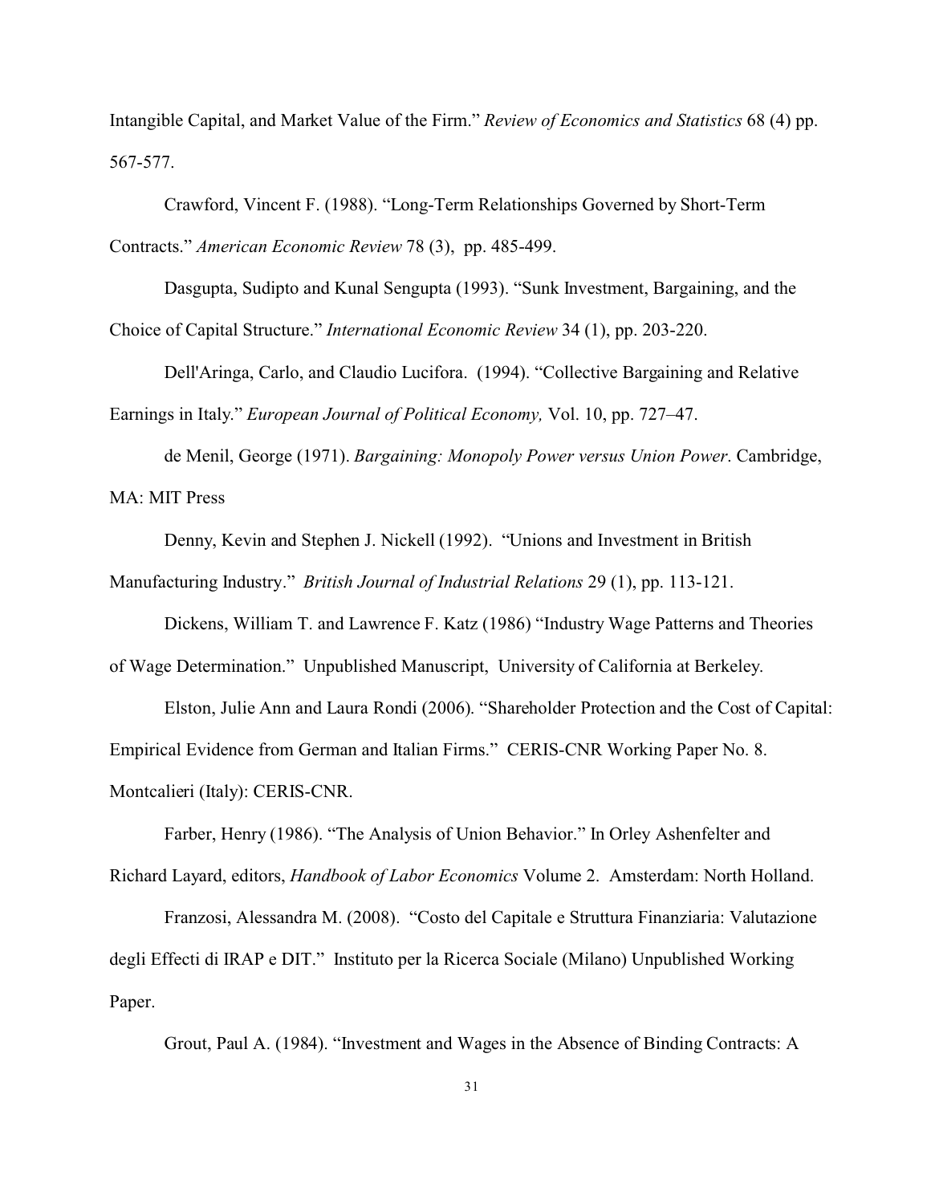Intangible Capital, and Market Value of the Firm." *Review of Economics and Statistics* 68 (4) pp. 567-577.

Crawford, Vincent F. (1988). "Long-Term Relationships Governed by Short-Term Contracts." *American Economic Review* 78 (3), pp. 485-499.

Dasgupta, Sudipto and Kunal Sengupta (1993). "Sunk Investment, Bargaining, and the Choice of Capital Structure." *International Economic Review* 34 (1), pp. 203-220.

Dell'Aringa, Carlo, and Claudio Lucifora. (1994). "Collective Bargaining and Relative Earnings in Italy." *European Journal of Political Economy,* Vol. 10, pp. 727–47.

de Menil, George (1971). *Bargaining: Monopoly Power versus Union Power*. Cambridge, MA: MIT Press

Denny, Kevin and Stephen J. Nickell (1992). "Unions and Investment in British Manufacturing Industry." *British Journal of Industrial Relations* 29 (1), pp. 113-121.

Dickens, William T. and Lawrence F. Katz (1986) "Industry Wage Patterns and Theories of Wage Determination." Unpublished Manuscript, University of California at Berkeley.

Elston, Julie Ann and Laura Rondi (2006). "Shareholder Protection and the Cost of Capital: Empirical Evidence from German and Italian Firms." CERIS-CNR Working Paper No. 8. Montcalieri (Italy): CERIS-CNR.

Farber, Henry (1986). "The Analysis of Union Behavior." In Orley Ashenfelter and Richard Layard, editors, *Handbook of Labor Economics* Volume 2. Amsterdam: North Holland.

Franzosi, Alessandra M. (2008). "Costo del Capitale e Struttura Finanziaria: Valutazione degli Effetti di IRAP e DIT." Instituto per la Ricerca Sociale (Milano) Unpublished Working Paper.

Grout, Paul A. (1984). "Investment and Wages in the Absence of Binding Contracts: A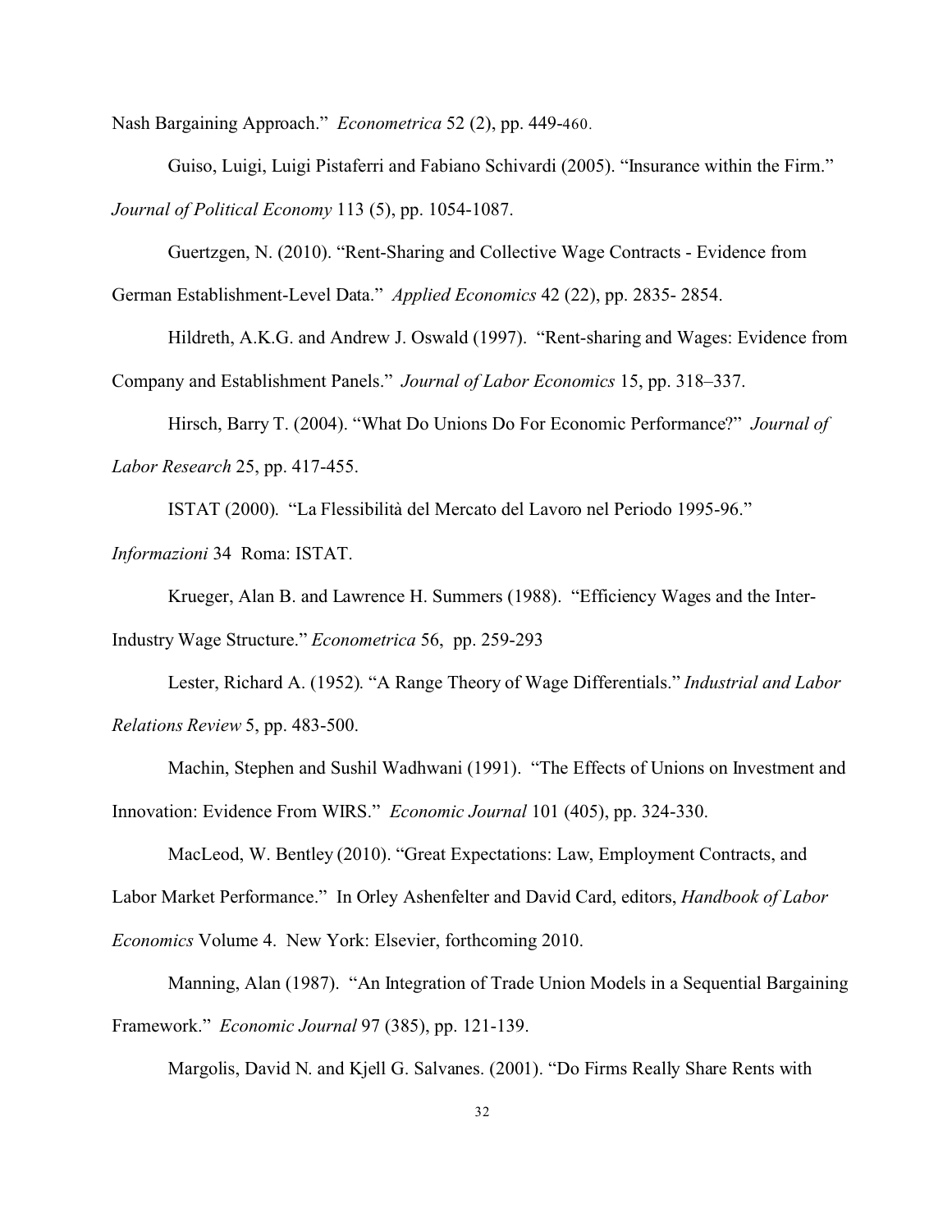Nash Bargaining Approach." *Econometrica* 52 (2), pp. 449-460.

Guiso, Luigi, Luigi Pistaferri and Fabiano Schivardi (2005). "Insurance within the Firm." *Journal of Political Economy* 113 (5), pp. 1054-1087.

Guertzgen, N. (2010). "Rent-Sharing and Collective Wage Contracts - Evidence from German Establishment-Level Data." *Applied Economics* 42 (22), pp. 2835- 2854.

Hildreth, A.K.G. and Andrew J. Oswald (1997). "Rent-sharing and Wages: Evidence from Company and Establishment Panels." *Journal of Labor Economics* 15, pp. 318–337.

Hirsch, Barry T. (2004). "What Do Unions Do For Economic Performance?" *Journal of Labor Research* 25, pp. 417-455.

ISTAT (2000). "La Flessibilità del Mercato del Lavoro nel Periodo 1995-96." *Informazioni* 34 Roma: ISTAT.

Krueger, Alan B. and Lawrence H. Summers (1988). "Efficiency Wages and the Inter-Industry Wage Structure." *Econometrica* 56, pp. 259-293

Lester, Richard A. (1952). "A Range Theory of Wage Differentials." *Industrial and Labor Relations Review* 5, pp. 483-500.

Machin, Stephen and Sushil Wadhwani (1991). "The Effects of Unions on Investment and Innovation: Evidence From WIRS." *Economic Journal* 101 (405), pp. 324-330.

MacLeod, W. Bentley (2010). "Great Expectations: Law, Employment Contracts, and Labor Market Performance." In Orley Ashenfelter and David Card, editors, *Handbook of Labor Economics* Volume 4. New York: Elsevier, forthcoming 2010.

Manning, Alan (1987). "An Integration of Trade Union Models in a Sequential Bargaining Framework." *Economic Journal* 97 (385), pp. 121-139.

Margolis, David N. and Kjell G. Salvanes. (2001). "Do Firms Really Share Rents with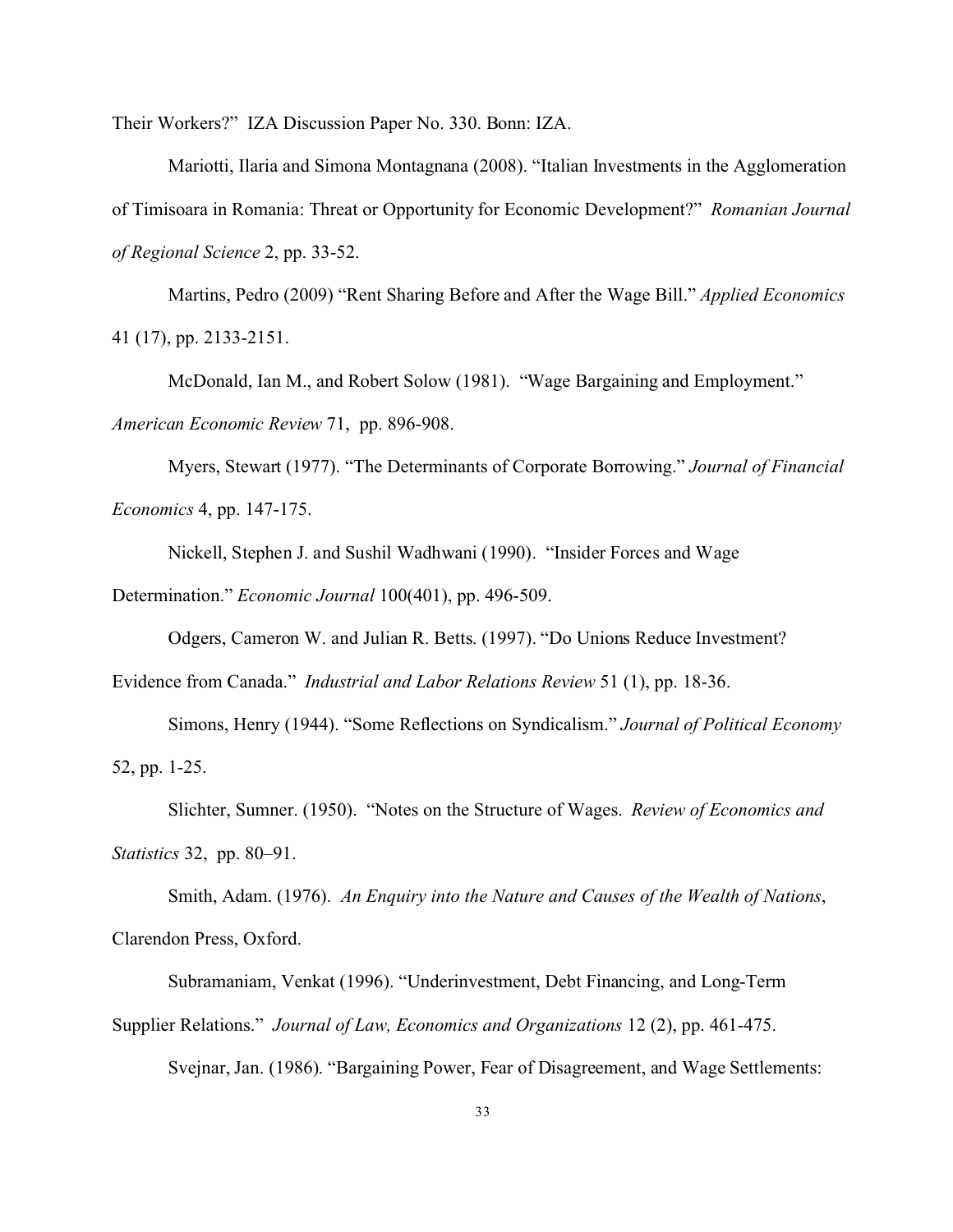Their Workers?" IZA Discussion Paper No. 330. Bonn: IZA.

Mariotti, Ilaria and Simona Montagnana (2008). "Italian Investments in the Agglomeration of Timisoara in Romania: Threat or Opportunity for Economic Development?" *Romanian Journal of Regional Science* 2, pp. 33-52.

Martins, Pedro (2009) "Rent Sharing Before and After the Wage Bill." *Applied Economics* 41 (17), pp. 2133-2151.

McDonald, Ian M., and Robert Solow (1981). "Wage Bargaining and Employment." *American Economic Review* 71, pp. 896-908.

Myers, Stewart (1977). "The Determinants of Corporate Borrowing." *Journal of Financial Economics* 4, pp. 147-175.

Nickell, Stephen J. and Sushil Wadhwani (1990). "Insider Forces and Wage Determination." *Economic Journal* 100(401), pp. 496-509.

Odgers, Cameron W. and Julian R. Betts. (1997). "Do Unions Reduce Investment? Evidence from Canada." *Industrial and Labor Relations Review* 51 (1), pp. 18-36.

Simons, Henry (1944). "Some Reflections on Syndicalism." *Journal of Political Economy* 52, pp. 1-25.

Slichter, Sumner. (1950). "Notes on the Structure of Wages. *Review of Economics and Statistics* 32, pp. 80–91.

Smith, Adam. (1976). *An Enquiry into the Nature and Causes of the Wealth of Nations*, Clarendon Press, Oxford.

Subramaniam, Venkat (1996). "Underinvestment, Debt Financing, and Long-Term Supplier Relations." *Journal of Law, Economics and Organizations* 12 (2), pp. 461-475.

Svejnar, Jan. (1986). "Bargaining Power, Fear of Disagreement, and Wage Settlements: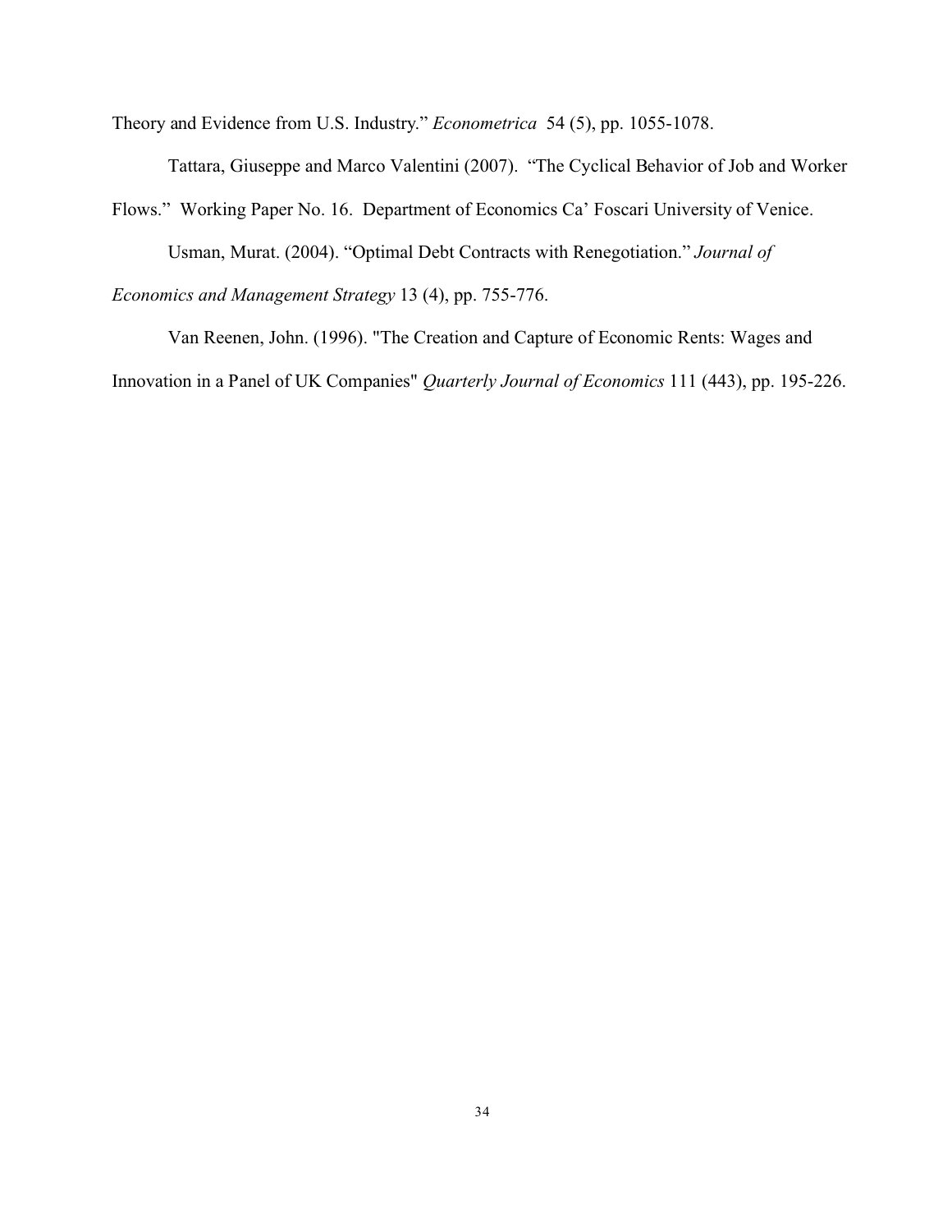Theory and Evidence from U.S. Industry." *Econometrica* 54 (5), pp. 1055-1078.

Tattara, Giuseppe and Marco Valentini (2007). "The Cyclical Behavior of Job and Worker Flows." Working Paper No. 16. Department of Economics Ca' Foscari University of Venice.

Usman, Murat. (2004). "Optimal Debt Contracts with Renegotiation." *Journal of Economics and Management Strategy* 13 (4), pp. 755-776.

Van Reenen, John. (1996). "The Creation and Capture of Economic Rents: Wages and Innovation in a Panel of UK Companies" *Quarterly Journal of Economics* 111 (443), pp. 195-226.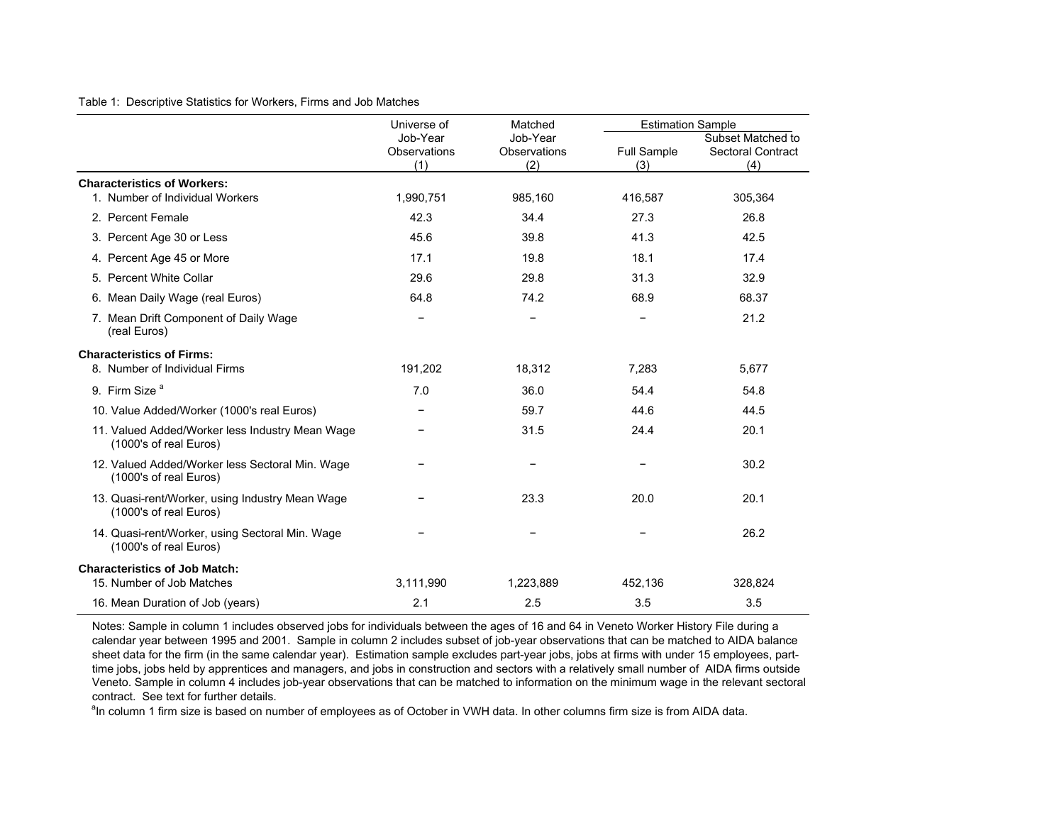Table 1: Descriptive Statistics for Workers, Firms and Job Matches

| | Universe of Job-Year Observations (1) | Matched Job-Year Observations (2) | Estimation Sample: Full Sample (3) | Estimation Sample: Subset Matched to Sectoral Contract (4) |
|---|---|---|---|---|
| **Characteristics of Workers:** | | | | |
| 1. Number of Individual Workers | 1,990,751 | 985,160 | 416,587 | 305,364 |
| 2. Percent Female | 42.3 | 34.4 | 27.3 | 26.8 |
| 3. Percent Age 30 or Less | 45.6 | 39.8 | 41.3 | 42.5 |
| 4. Percent Age 45 or More | 17.1 | 19.8 | 18.1 | 17.4 |
| 5. Percent White Collar | 29.6 | 29.8 | 31.3 | 32.9 |
| 6. Mean Daily Wage (real Euros) | 64.8 | 74.2 | 68.9 | 68.37 |
| 7. Mean Drift Component of Daily Wage (real Euros) | – | – | – | 21.2 |
| **Characteristics of Firms:** | | | | |
| 8. Number of Individual Firms | 191,202 | 18,312 | 7,283 | 5,677 |
| 9. Firm Size [a] | 7.0 | 36.0 | 54.4 | 54.8 |
| 10. Value Added/Worker (1000's real Euros) | – | 59.7 | 44.6 | 44.5 |
| 11. Valued Added/Worker less Industry Mean Wage (1000's of real Euros) | – | 31.5 | 24.4 | 20.1 |
| 12. Valued Added/Worker less Sectoral Min. Wage (1000's of real Euros) | – | – | – | 30.2 |
| 13. Quasi-rent/Worker, using Industry Mean Wage (1000's of real Euros) | – | 23.3 | 20.0 | 20.1 |
| 14. Quasi-rent/Worker, using Sectoral Min. Wage (1000's of real Euros) | – | – | – | 26.2 |
| **Characteristics of Job Match:** | | | | |
| 15. Number of Job Matches | 3,111,990 | 1,223,889 | 452,136 | 328,824 |
| 16. Mean Duration of Job (years) | 2.1 | 2.5 | 3.5 | 3.5 |

Notes: Sample in column 1 includes observed jobs for individuals between the ages of 16 and 64 in Veneto Worker History File during a calendar year between 1995 and 2001. Sample in column 2 includes subset of job-year observations that can be matched to AIDA balance sheet data for the firm (in the same calendar year). Estimation sample excludes part-year jobs, jobs at firms with under 15 employees, part-time jobs, jobs held by apprentices and managers, and jobs in construction and sectors with a relatively small number of AIDA firms outside Veneto. Sample in column 4 includes job-year observations that can be matched to information on the minimum wage in the relevant sectoral contract. See text for further details.

[a]In column 1 firm size is based on number of employees as of October in VWH data. In other columns firm size is from AIDA data.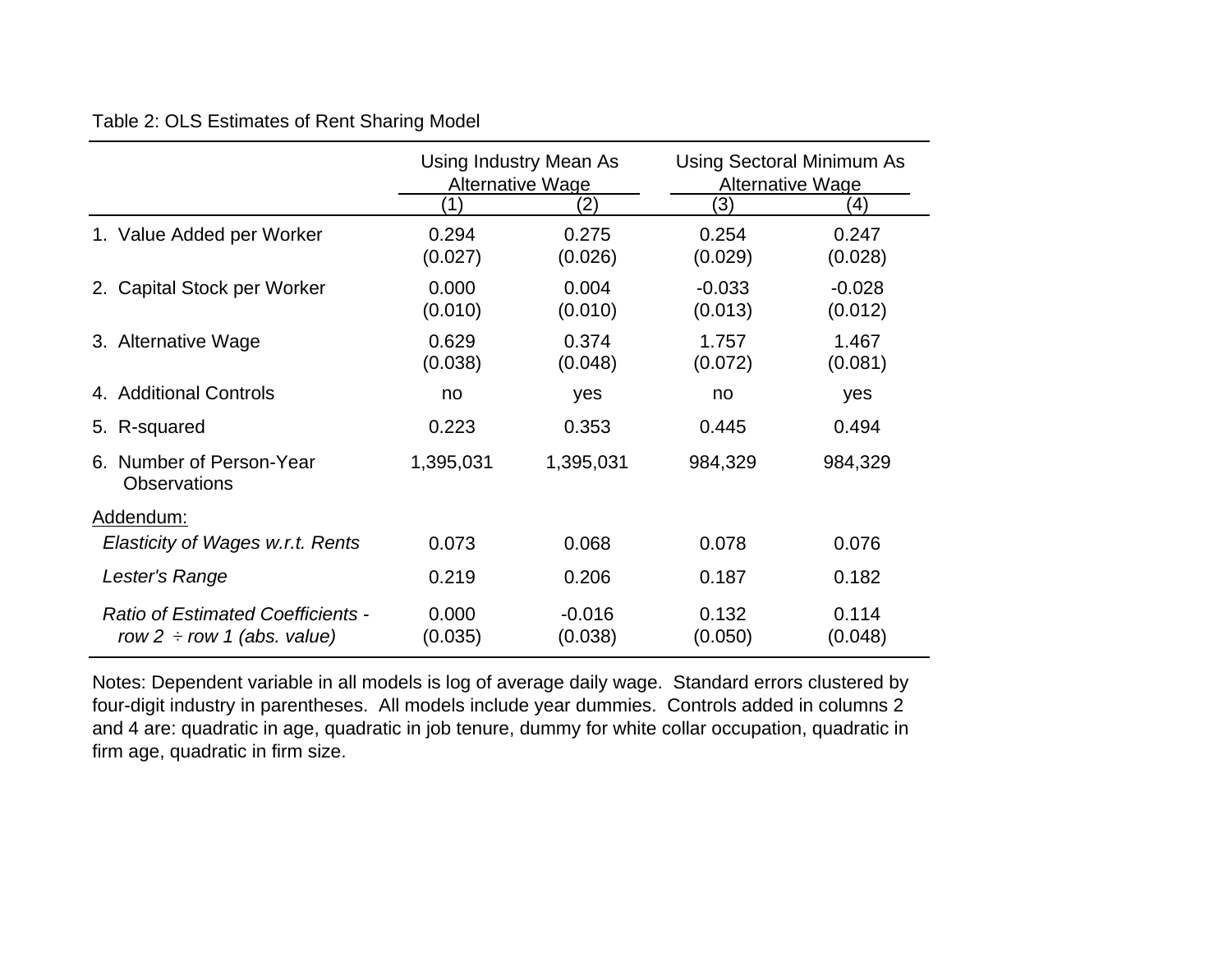Table 2: OLS Estimates of Rent Sharing Model

| | Using Industry Mean As Alternative Wage | | Using Sectoral Minimum As Alternative Wage | |
|---|---|---|---|---|
| | (1) | (2) | (3) | (4) |
| 1. Value Added per Worker | 0.294<br>(0.027) | 0.275<br>(0.026) | 0.254<br>(0.029) | 0.247<br>(0.028) |
| 2. Capital Stock per Worker | 0.000<br>(0.010) | 0.004<br>(0.010) | -0.033<br>(0.013) | -0.028<br>(0.012) |
| 3. Alternative Wage | 0.629<br>(0.038) | 0.374<br>(0.048) | 1.757<br>(0.072) | 1.467<br>(0.081) |
| 4. Additional Controls | no | yes | no | yes |
| 5. R-squared | 0.223 | 0.353 | 0.445 | 0.494 |
| 6. Number of Person-Year Observations | 1,395,031 | 1,395,031 | 984,329 | 984,329 |
| Addendum: | | | | |
| *Elasticity of Wages w.r.t. Rents* | 0.073 | 0.068 | 0.078 | 0.076 |
| *Lester's Range* | 0.219 | 0.206 | 0.187 | 0.182 |
| *Ratio of Estimated Coefficients - row 2 ÷ row 1 (abs. value)* | 0.000<br>(0.035) | -0.016<br>(0.038) | 0.132<br>(0.050) | 0.114<br>(0.048) |

Notes: Dependent variable in all models is log of average daily wage. Standard errors clustered by four-digit industry in parentheses. All models include year dummies. Controls added in columns 2 and 4 are: quadratic in age, quadratic in job tenure, dummy for white collar occupation, quadratic in firm age, quadratic in firm size.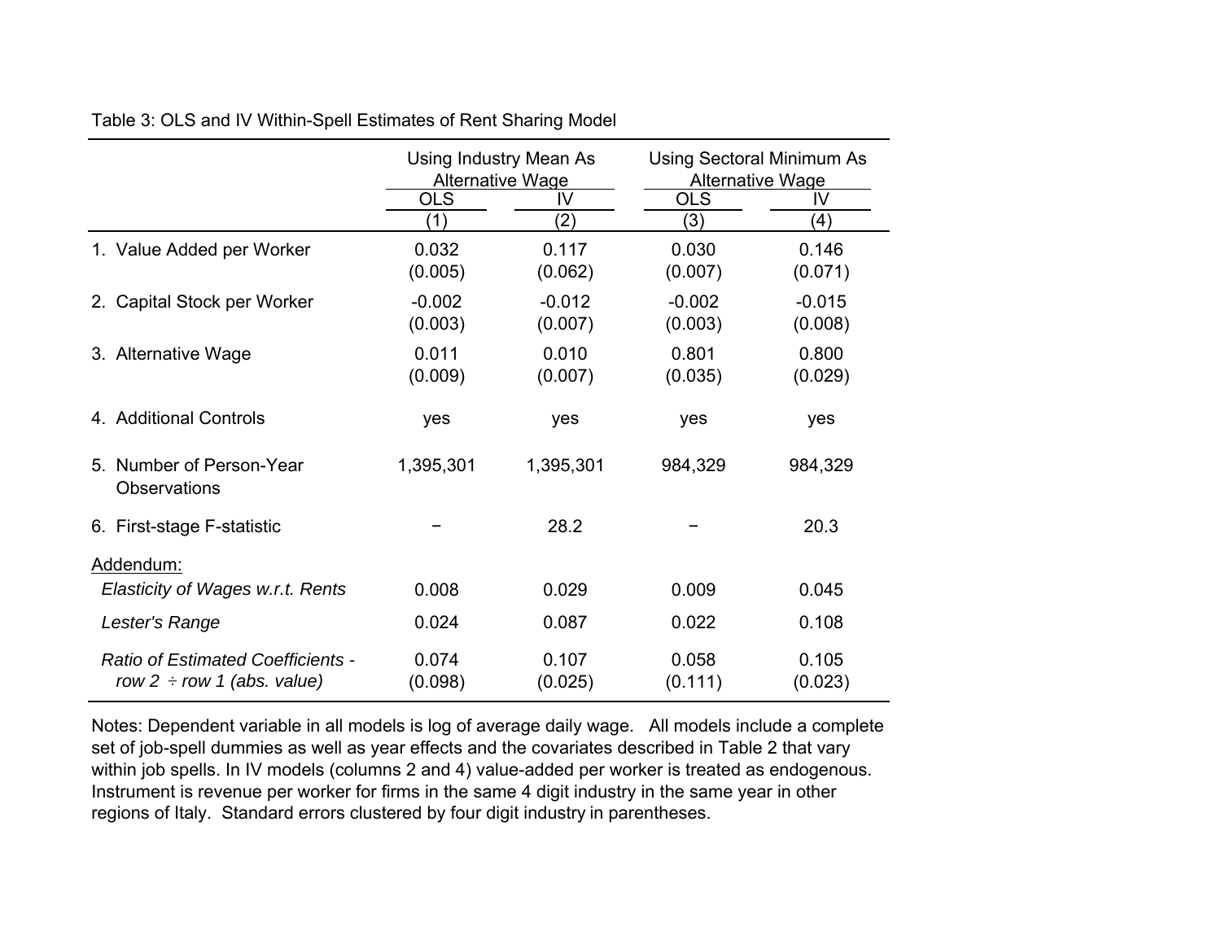Table 3: OLS and IV Within-Spell Estimates of Rent Sharing Model

| | Using Industry Mean As Alternative Wage | | Using Sectoral Minimum As Alternative Wage | |
|---|---|---|---|---|
| | OLS | IV | OLS | IV |
| | (1) | (2) | (3) | (4) |
| 1. Value Added per Worker | 0.032 | 0.117 | 0.030 | 0.146 |
| | (0.005) | (0.062) | (0.007) | (0.071) |
| 2. Capital Stock per Worker | -0.002 | -0.012 | -0.002 | -0.015 |
| | (0.003) | (0.007) | (0.003) | (0.008) |
| 3. Alternative Wage | 0.011 | 0.010 | 0.801 | 0.800 |
| | (0.009) | (0.007) | (0.035) | (0.029) |
| 4. Additional Controls | yes | yes | yes | yes |
| 5. Number of Person-Year Observations | 1,395,301 | 1,395,301 | 984,329 | 984,329 |
| 6. First-stage F-statistic | − | 28.2 | − | 20.3 |
| Addendum: | | | | |
| *Elasticity of Wages w.r.t. Rents* | 0.008 | 0.029 | 0.009 | 0.045 |
| *Lester's Range* | 0.024 | 0.087 | 0.022 | 0.108 |
| *Ratio of Estimated Coefficients - row 2 ÷ row 1 (abs. value)* | 0.074 | 0.107 | 0.058 | 0.105 |
| | (0.098) | (0.025) | (0.111) | (0.023) |

Notes: Dependent variable in all models is log of average daily wage. All models include a complete set of job-spell dummies as well as year effects and the covariates described in Table 2 that vary within job spells. In IV models (columns 2 and 4) value-added per worker is treated as endogenous. Instrument is revenue per worker for firms in the same 4 digit industry in the same year in other regions of Italy. Standard errors clustered by four digit industry in parentheses.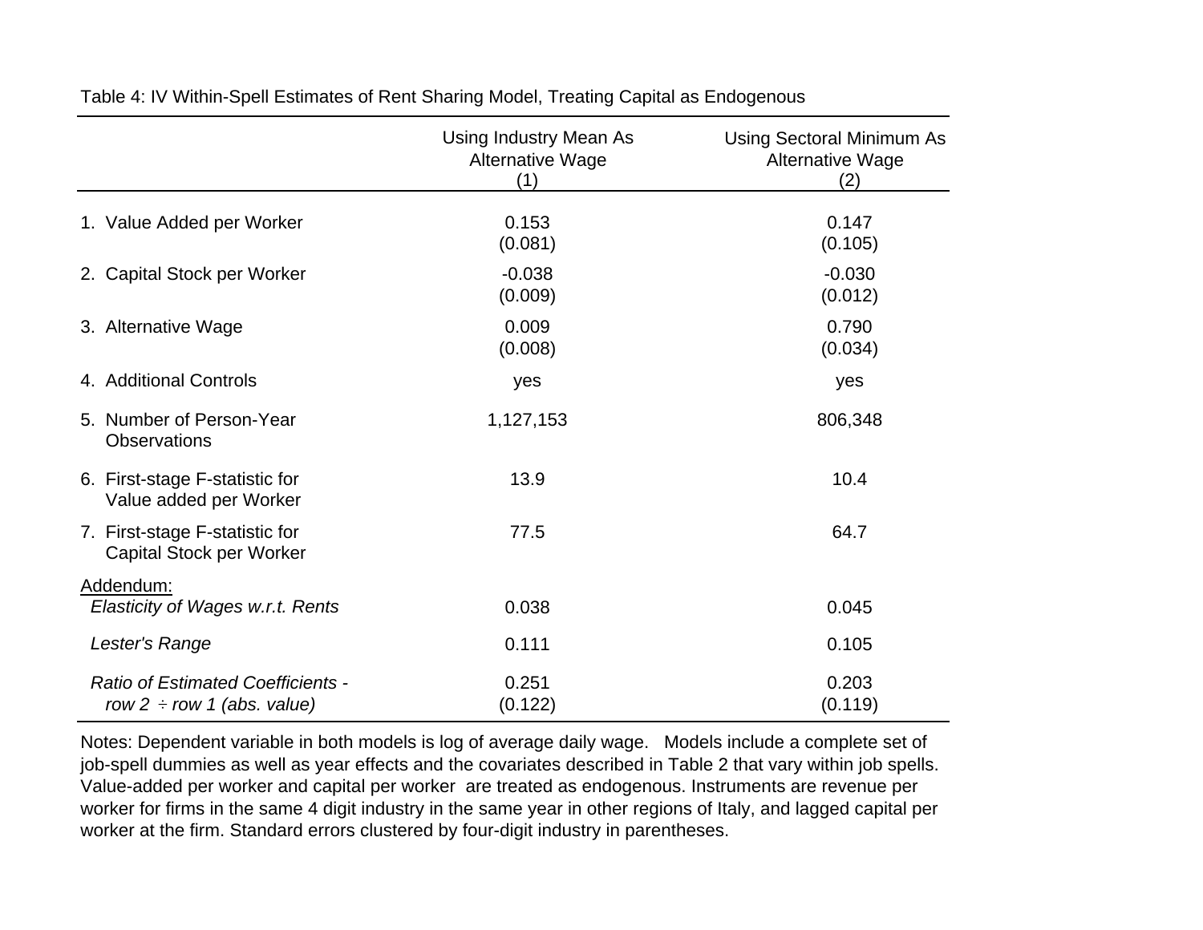Table 4: IV Within-Spell Estimates of Rent Sharing Model, Treating Capital as Endogenous

| | Using Industry Mean As Alternative Wage (1) | Using Sectoral Minimum As Alternative Wage (2) |
|---|---|---|
| 1. Value Added per Worker | 0.153 | 0.147 |
| | (0.081) | (0.105) |
| 2. Capital Stock per Worker | -0.038 | -0.030 |
| | (0.009) | (0.012) |
| 3. Alternative Wage | 0.009 | 0.790 |
| | (0.008) | (0.034) |
| 4. Additional Controls | yes | yes |
| 5. Number of Person-Year Observations | 1,127,153 | 806,348 |
| 6. First-stage F-statistic for Value added per Worker | 13.9 | 10.4 |
| 7. First-stage F-statistic for Capital Stock per Worker | 77.5 | 64.7 |
| Addendum: | | |
| *Elasticity of Wages w.r.t. Rents* | 0.038 | 0.045 |
| *Lester's Range* | 0.111 | 0.105 |
| *Ratio of Estimated Coefficients - row 2 ÷ row 1 (abs. value)* | 0.251 | 0.203 |
| | (0.122) | (0.119) |

Notes: Dependent variable in both models is log of average daily wage. Models include a complete set of job-spell dummies as well as year effects and the covariates described in Table 2 that vary within job spells. Value-added per worker and capital per worker are treated as endogenous. Instruments are revenue per worker for firms in the same 4 digit industry in the same year in other regions of Italy, and lagged capital per worker at the firm. Standard errors clustered by four-digit industry in parentheses.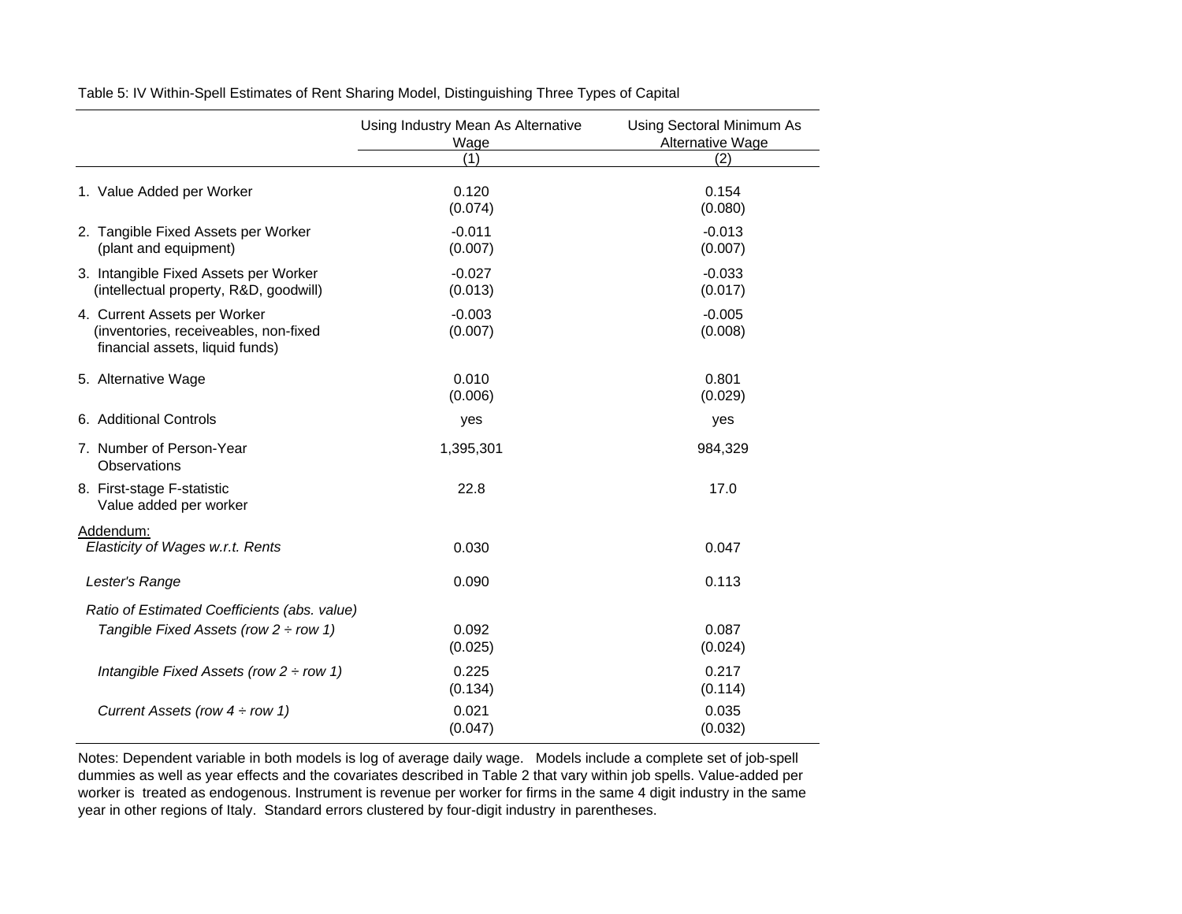Table 5: IV Within-Spell Estimates of Rent Sharing Model, Distinguishing Three Types of Capital

| | Using Industry Mean As Alternative Wage | Using Sectoral Minimum As Alternative Wage |
|---|---|---|
| | (1) | (2) |
| 1. Value Added per Worker | 0.120<br>(0.074) | 0.154<br>(0.080) |
| 2. Tangible Fixed Assets per Worker (plant and equipment) | -0.011<br>(0.007) | -0.013<br>(0.007) |
| 3. Intangible Fixed Assets per Worker (intellectual property, R&D, goodwill) | -0.027<br>(0.013) | -0.033<br>(0.017) |
| 4. Current Assets per Worker (inventories, receiveables, non-fixed financial assets, liquid funds) | -0.003<br>(0.007) | -0.005<br>(0.008) |
| 5. Alternative Wage | 0.010<br>(0.006) | 0.801<br>(0.029) |
| 6. Additional Controls | yes | yes |
| 7. Number of Person-Year Observations | 1,395,301 | 984,329 |
| 8. First-stage F-statistic Value added per worker | 22.8 | 17.0 |
| Addendum: | | |
| *Elasticity of Wages w.r.t. Rents* | 0.030 | 0.047 |
| *Lester's Range* | 0.090 | 0.113 |
| *Ratio of Estimated Coefficients (abs. value)* | | |
| *Tangible Fixed Assets (row 2 ÷ row 1)* | 0.092<br>(0.025) | 0.087<br>(0.024) |
| *Intangible Fixed Assets (row 2 ÷ row 1)* | 0.225<br>(0.134) | 0.217<br>(0.114) |
| *Current Assets (row 4 ÷ row 1)* | 0.021<br>(0.047) | 0.035<br>(0.032) |

Notes: Dependent variable in both models is log of average daily wage. Models include a complete set of job-spell dummies as well as year effects and the covariates described in Table 2 that vary within job spells. Value-added per worker is treated as endogenous. Instrument is revenue per worker for firms in the same 4 digit industry in the same year in other regions of Italy. Standard errors clustered by four-digit industry in parentheses.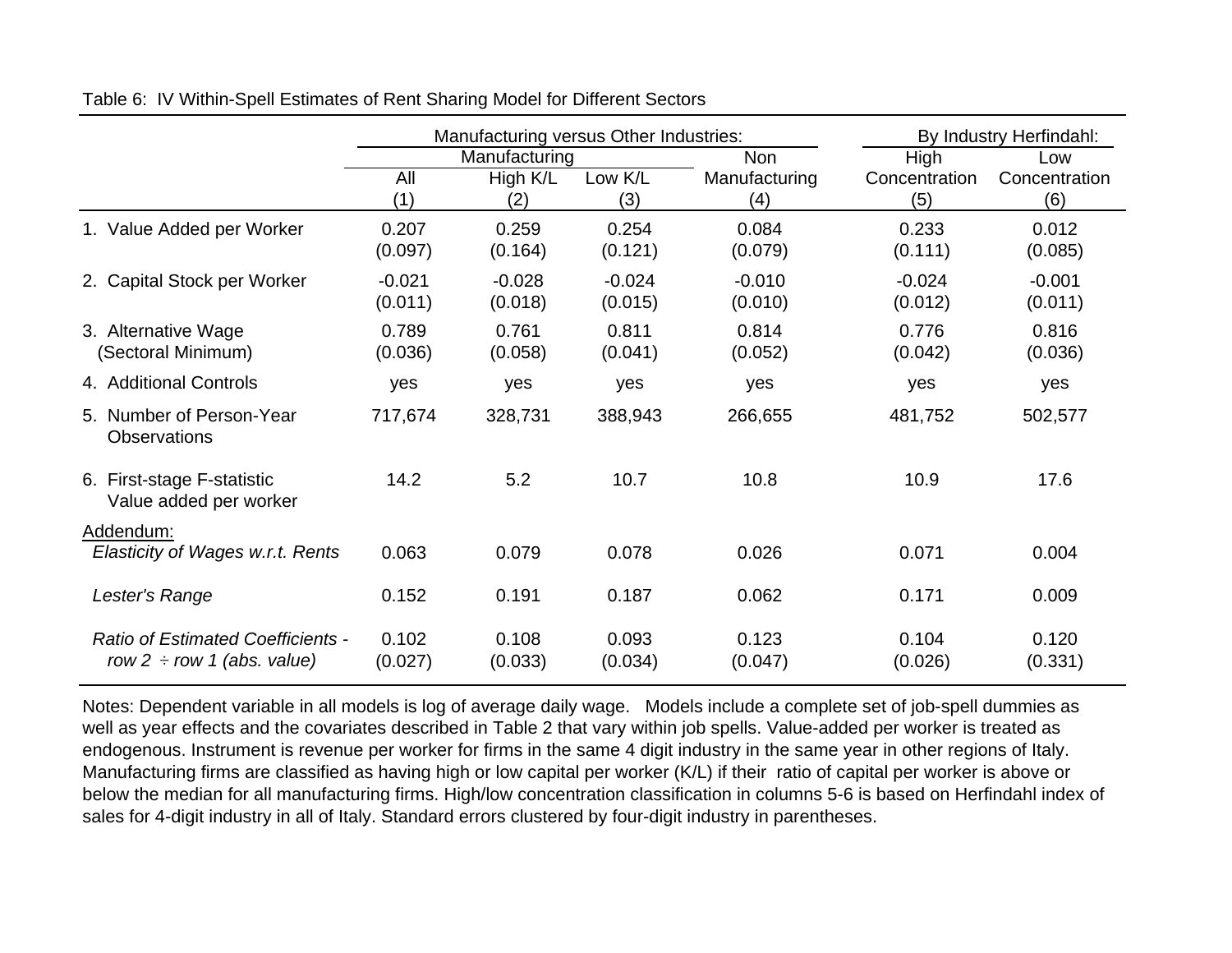Table 6: IV Within-Spell Estimates of Rent Sharing Model for Different Sectors

| | Manufacturing versus Other Industries: | | | | By Industry Herfindahl: | |
|---|---|---|---|---|---|---|
| | Manufacturing | | | Non | High | Low |
| | All | High K/L | Low K/L | Manufacturing | Concentration | Concentration |
| | (1) | (2) | (3) | (4) | (5) | (6) |
| 1. Value Added per Worker | 0.207 | 0.259 | 0.254 | 0.084 | 0.233 | 0.012 |
| | (0.097) | (0.164) | (0.121) | (0.079) | (0.111) | (0.085) |
| 2. Capital Stock per Worker | -0.021 | -0.028 | -0.024 | -0.010 | -0.024 | -0.001 |
| | (0.011) | (0.018) | (0.015) | (0.010) | (0.012) | (0.011) |
| 3. Alternative Wage (Sectoral Minimum) | 0.789 | 0.761 | 0.811 | 0.814 | 0.776 | 0.816 |
| | (0.036) | (0.058) | (0.041) | (0.052) | (0.042) | (0.036) |
| 4. Additional Controls | yes | yes | yes | yes | yes | yes |
| 5. Number of Person-Year Observations | 717,674 | 328,731 | 388,943 | 266,655 | 481,752 | 502,577 |
| 6. First-stage F-statistic Value added per worker | 14.2 | 5.2 | 10.7 | 10.8 | 10.9 | 17.6 |
| Addendum: | | | | | | |
| *Elasticity of Wages w.r.t. Rents* | 0.063 | 0.079 | 0.078 | 0.026 | 0.071 | 0.004 |
| *Lester's Range* | 0.152 | 0.191 | 0.187 | 0.062 | 0.171 | 0.009 |
| *Ratio of Estimated Coefficients - row 2 ÷ row 1 (abs. value)* | 0.102 | 0.108 | 0.093 | 0.123 | 0.104 | 0.120 |
| | (0.027) | (0.033) | (0.034) | (0.047) | (0.026) | (0.331) |

Notes: Dependent variable in all models is log of average daily wage. Models include a complete set of job-spell dummies as well as year effects and the covariates described in Table 2 that vary within job spells. Value-added per worker is treated as endogenous. Instrument is revenue per worker for firms in the same 4 digit industry in the same year in other regions of Italy. Manufacturing firms are classified as having high or low capital per worker (K/L) if their ratio of capital per worker is above or below the median for all manufacturing firms. High/low concentration classification in columns 5-6 is based on Herfindahl index of sales for 4-digit industry in all of Italy. Standard errors clustered by four-digit industry in parentheses.